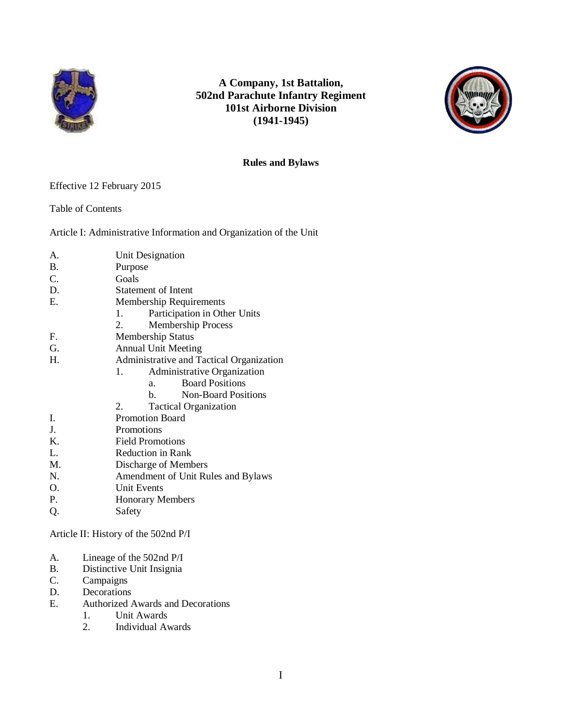**A Company, 1st Battalion,**
**502nd Parachute Infantry Regiment**
**101st Airborne Division**
**(1941-1945)**

**Rules and Bylaws**

Effective 12 February 2015

Table of Contents

Article I: Administrative Information and Organization of the Unit

- A. Unit Designation
- B. Purpose
- C. Goals
- D. Statement of Intent
- E. Membership Requirements
  - 1. Participation in Other Units
  - 2. Membership Process
- F. Membership Status
- G. Annual Unit Meeting
- H. Administrative and Tactical Organization
  - 1. Administrative Organization
    - a. Board Positions
    - b. Non-Board Positions
  - 2. Tactical Organization
- I. Promotion Board
- J. Promotions
- K. Field Promotions
- L. Reduction in Rank
- M. Discharge of Members
- N. Amendment of Unit Rules and Bylaws
- O. Unit Events
- P. Honorary Members
- Q. Safety

Article II: History of the 502nd P/I

- A. Lineage of the 502nd P/I
- B. Distinctive Unit Insignia
- C. Campaigns
- D. Decorations
- E. Authorized Awards and Decorations
  - 1. Unit Awards
  - 2. Individual Awards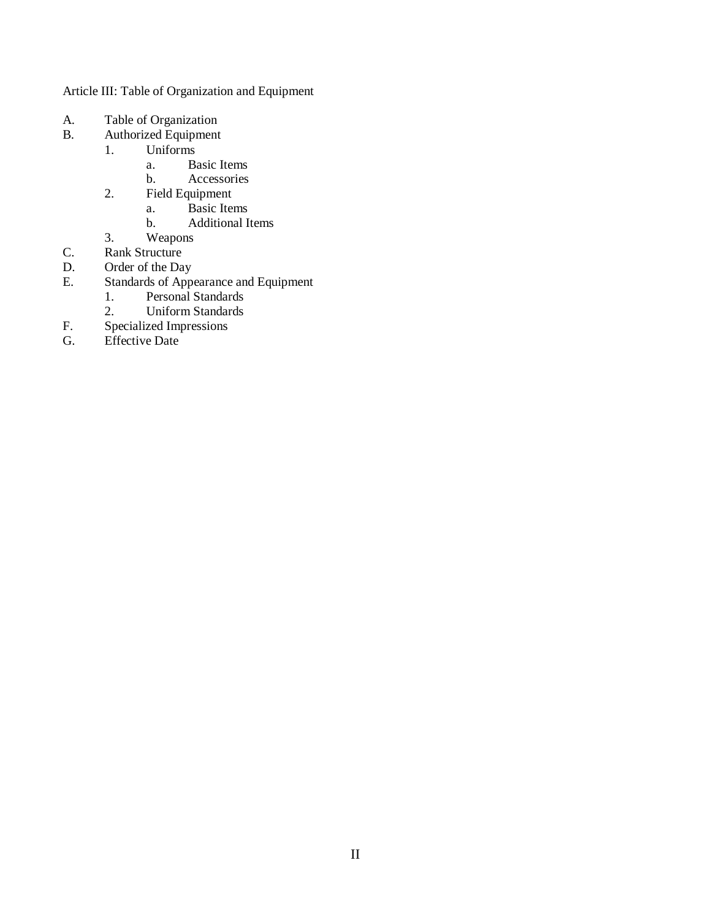Article III: Table of Organization and Equipment

- A. Table of Organization
- B. Authorized Equipment
  - 1. Uniforms
    - a. Basic Items
    - b. Accessories
  - 2. Field Equipment
    - a. Basic Items
    - b. Additional Items
  - 3. Weapons
- C. Rank Structure
- D. Order of the Day
- E. Standards of Appearance and Equipment
  - 1. Personal Standards
  - 2. Uniform Standards
- F. Specialized Impressions
- G. Effective Date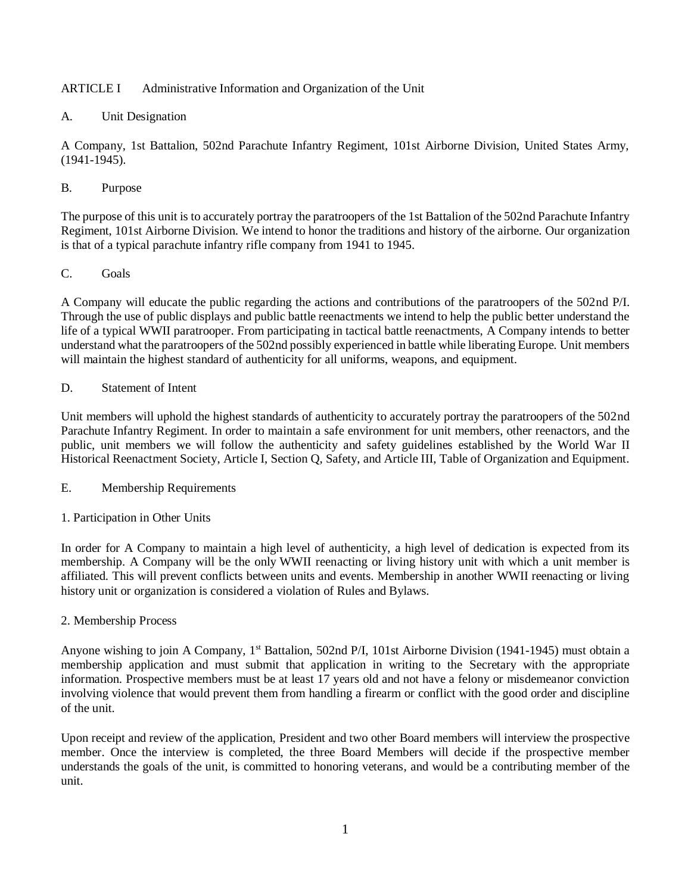## ARTICLE I Administrative Information and Organization of the Unit

### A. Unit Designation

A Company, 1st Battalion, 502nd Parachute Infantry Regiment, 101st Airborne Division, United States Army, (1941-1945).

### B. Purpose

The purpose of this unit is to accurately portray the paratroopers of the 1st Battalion of the 502nd Parachute Infantry Regiment, 101st Airborne Division. We intend to honor the traditions and history of the airborne. Our organization is that of a typical parachute infantry rifle company from 1941 to 1945.

### C. Goals

A Company will educate the public regarding the actions and contributions of the paratroopers of the 502nd P/I. Through the use of public displays and public battle reenactments we intend to help the public better understand the life of a typical WWII paratrooper. From participating in tactical battle reenactments, A Company intends to better understand what the paratroopers of the 502nd possibly experienced in battle while liberating Europe. Unit members will maintain the highest standard of authenticity for all uniforms, weapons, and equipment.

### D. Statement of Intent

Unit members will uphold the highest standards of authenticity to accurately portray the paratroopers of the 502nd Parachute Infantry Regiment. In order to maintain a safe environment for unit members, other reenactors, and the public, unit members we will follow the authenticity and safety guidelines established by the World War II Historical Reenactment Society, Article I, Section Q, Safety, and Article III, Table of Organization and Equipment.

### E. Membership Requirements

#### 1. Participation in Other Units

In order for A Company to maintain a high level of authenticity, a high level of dedication is expected from its membership. A Company will be the only WWII reenacting or living history unit with which a unit member is affiliated. This will prevent conflicts between units and events. Membership in another WWII reenacting or living history unit or organization is considered a violation of Rules and Bylaws.

#### 2. Membership Process

Anyone wishing to join A Company, 1st Battalion, 502nd P/I, 101st Airborne Division (1941-1945) must obtain a membership application and must submit that application in writing to the Secretary with the appropriate information. Prospective members must be at least 17 years old and not have a felony or misdemeanor conviction involving violence that would prevent them from handling a firearm or conflict with the good order and discipline of the unit.

Upon receipt and review of the application, President and two other Board members will interview the prospective member. Once the interview is completed, the three Board Members will decide if the prospective member understands the goals of the unit, is committed to honoring veterans, and would be a contributing member of the unit.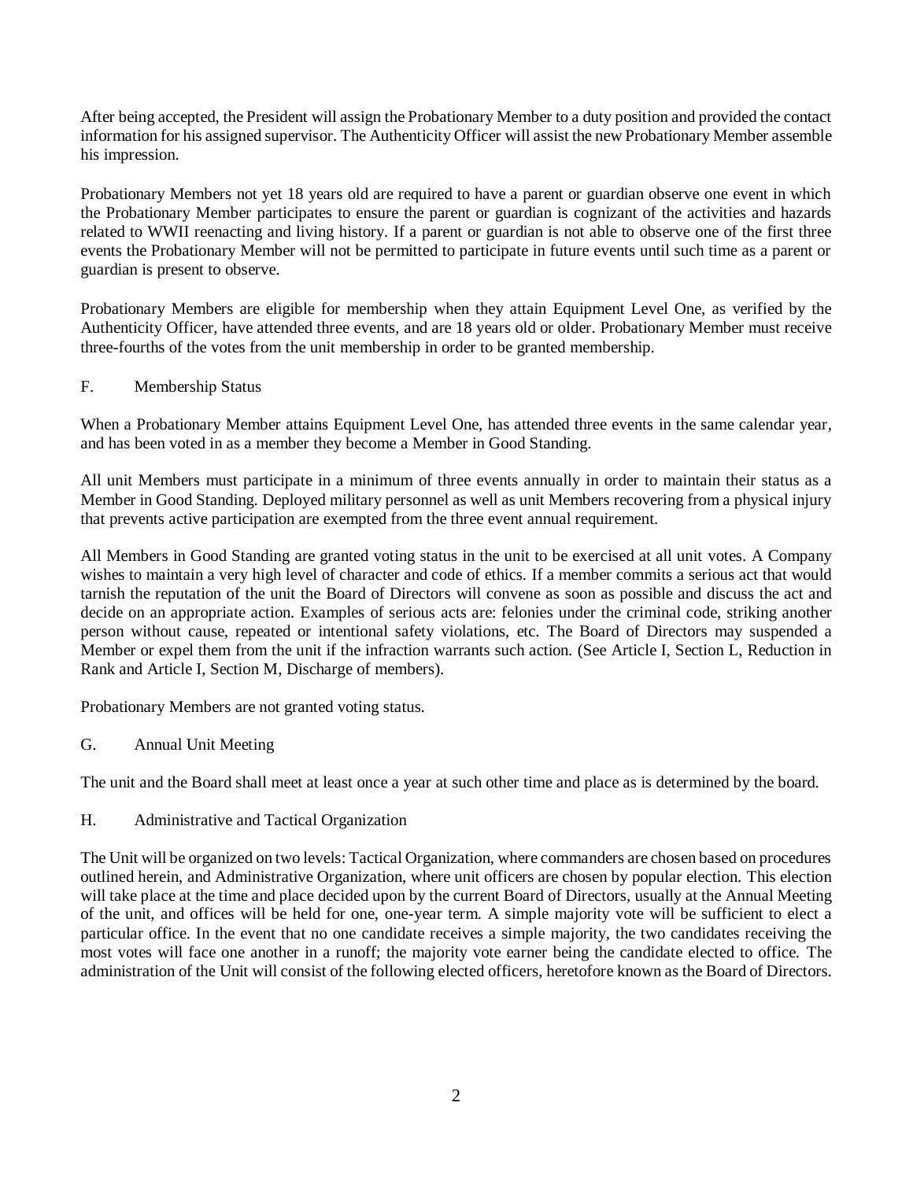After being accepted, the President will assign the Probationary Member to a duty position and provided the contact information for his assigned supervisor. The Authenticity Officer will assist the new Probationary Member assemble his impression.

Probationary Members not yet 18 years old are required to have a parent or guardian observe one event in which the Probationary Member participates to ensure the parent or guardian is cognizant of the activities and hazards related to WWII reenacting and living history. If a parent or guardian is not able to observe one of the first three events the Probationary Member will not be permitted to participate in future events until such time as a parent or guardian is present to observe.

Probationary Members are eligible for membership when they attain Equipment Level One, as verified by the Authenticity Officer, have attended three events, and are 18 years old or older. Probationary Member must receive three-fourths of the votes from the unit membership in order to be granted membership.

### F. Membership Status

When a Probationary Member attains Equipment Level One, has attended three events in the same calendar year, and has been voted in as a member they become a Member in Good Standing.

All unit Members must participate in a minimum of three events annually in order to maintain their status as a Member in Good Standing. Deployed military personnel as well as unit Members recovering from a physical injury that prevents active participation are exempted from the three event annual requirement.

All Members in Good Standing are granted voting status in the unit to be exercised at all unit votes. A Company wishes to maintain a very high level of character and code of ethics. If a member commits a serious act that would tarnish the reputation of the unit the Board of Directors will convene as soon as possible and discuss the act and decide on an appropriate action. Examples of serious acts are: felonies under the criminal code, striking another person without cause, repeated or intentional safety violations, etc. The Board of Directors may suspended a Member or expel them from the unit if the infraction warrants such action. (See Article I, Section L, Reduction in Rank and Article I, Section M, Discharge of members).

Probationary Members are not granted voting status.

### G. Annual Unit Meeting

The unit and the Board shall meet at least once a year at such other time and place as is determined by the board.

### H. Administrative and Tactical Organization

The Unit will be organized on two levels: Tactical Organization, where commanders are chosen based on procedures outlined herein, and Administrative Organization, where unit officers are chosen by popular election. This election will take place at the time and place decided upon by the current Board of Directors, usually at the Annual Meeting of the unit, and offices will be held for one, one-year term. A simple majority vote will be sufficient to elect a particular office. In the event that no one candidate receives a simple majority, the two candidates receiving the most votes will face one another in a runoff; the majority vote earner being the candidate elected to office. The administration of the Unit will consist of the following elected officers, heretofore known as the Board of Directors.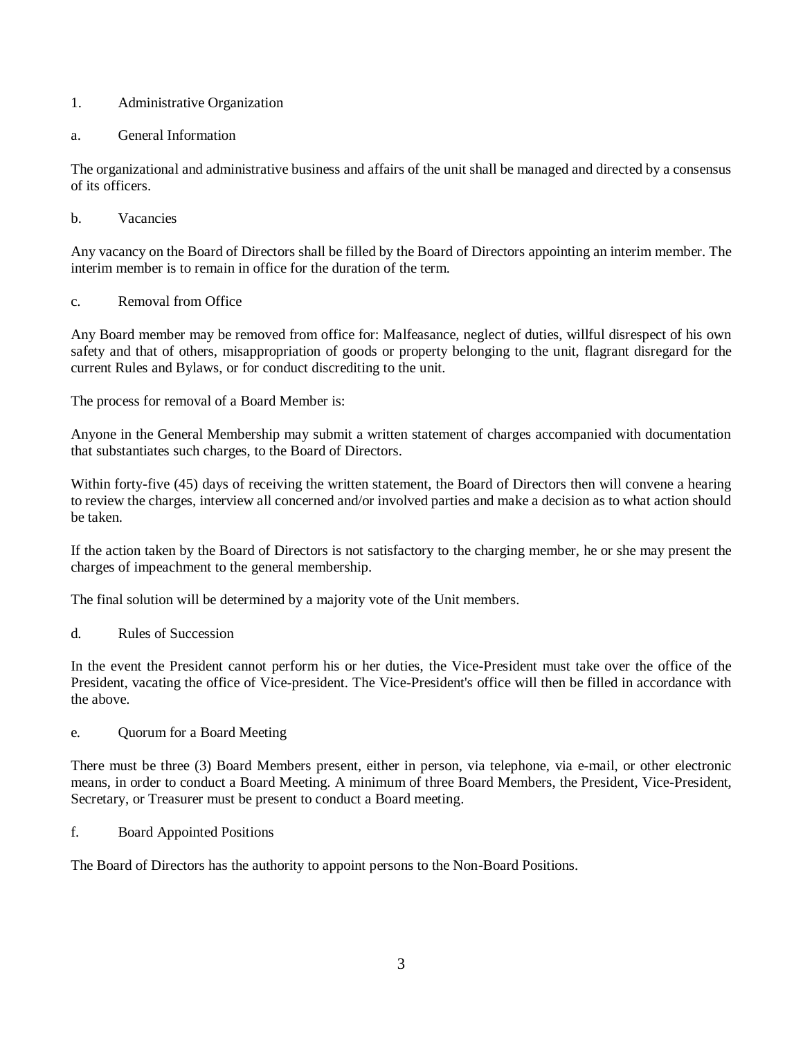## 1. Administrative Organization

### a. General Information

The organizational and administrative business and affairs of the unit shall be managed and directed by a consensus of its officers.

### b. Vacancies

Any vacancy on the Board of Directors shall be filled by the Board of Directors appointing an interim member. The interim member is to remain in office for the duration of the term.

### c. Removal from Office

Any Board member may be removed from office for: Malfeasance, neglect of duties, willful disrespect of his own safety and that of others, misappropriation of goods or property belonging to the unit, flagrant disregard for the current Rules and Bylaws, or for conduct discrediting to the unit.

The process for removal of a Board Member is:

Anyone in the General Membership may submit a written statement of charges accompanied with documentation that substantiates such charges, to the Board of Directors.

Within forty-five (45) days of receiving the written statement, the Board of Directors then will convene a hearing to review the charges, interview all concerned and/or involved parties and make a decision as to what action should be taken.

If the action taken by the Board of Directors is not satisfactory to the charging member, he or she may present the charges of impeachment to the general membership.

The final solution will be determined by a majority vote of the Unit members.

### d. Rules of Succession

In the event the President cannot perform his or her duties, the Vice-President must take over the office of the President, vacating the office of Vice-president. The Vice-President's office will then be filled in accordance with the above.

### e. Quorum for a Board Meeting

There must be three (3) Board Members present, either in person, via telephone, via e-mail, or other electronic means, in order to conduct a Board Meeting. A minimum of three Board Members, the President, Vice-President, Secretary, or Treasurer must be present to conduct a Board meeting.

### f. Board Appointed Positions

The Board of Directors has the authority to appoint persons to the Non-Board Positions.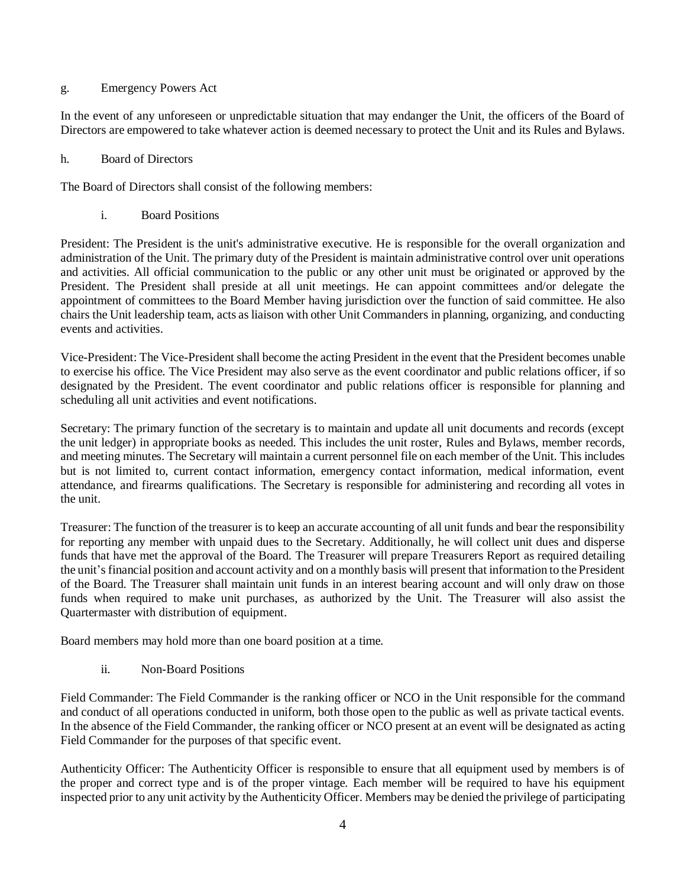### g. Emergency Powers Act

In the event of any unforeseen or unpredictable situation that may endanger the Unit, the officers of the Board of Directors are empowered to take whatever action is deemed necessary to protect the Unit and its Rules and Bylaws.

### h. Board of Directors

The Board of Directors shall consist of the following members:

#### i. Board Positions

President: The President is the unit's administrative executive. He is responsible for the overall organization and administration of the Unit. The primary duty of the President is maintain administrative control over unit operations and activities. All official communication to the public or any other unit must be originated or approved by the President. The President shall preside at all unit meetings. He can appoint committees and/or delegate the appointment of committees to the Board Member having jurisdiction over the function of said committee. He also chairs the Unit leadership team, acts as liaison with other Unit Commanders in planning, organizing, and conducting events and activities.

Vice-President: The Vice-President shall become the acting President in the event that the President becomes unable to exercise his office. The Vice President may also serve as the event coordinator and public relations officer, if so designated by the President. The event coordinator and public relations officer is responsible for planning and scheduling all unit activities and event notifications.

Secretary: The primary function of the secretary is to maintain and update all unit documents and records (except the unit ledger) in appropriate books as needed. This includes the unit roster, Rules and Bylaws, member records, and meeting minutes. The Secretary will maintain a current personnel file on each member of the Unit. This includes but is not limited to, current contact information, emergency contact information, medical information, event attendance, and firearms qualifications. The Secretary is responsible for administering and recording all votes in the unit.

Treasurer: The function of the treasurer is to keep an accurate accounting of all unit funds and bear the responsibility for reporting any member with unpaid dues to the Secretary. Additionally, he will collect unit dues and disperse funds that have met the approval of the Board. The Treasurer will prepare Treasurers Report as required detailing the unit's financial position and account activity and on a monthly basis will present that information to the President of the Board. The Treasurer shall maintain unit funds in an interest bearing account and will only draw on those funds when required to make unit purchases, as authorized by the Unit. The Treasurer will also assist the Quartermaster with distribution of equipment.

Board members may hold more than one board position at a time.

#### ii. Non-Board Positions

Field Commander: The Field Commander is the ranking officer or NCO in the Unit responsible for the command and conduct of all operations conducted in uniform, both those open to the public as well as private tactical events. In the absence of the Field Commander, the ranking officer or NCO present at an event will be designated as acting Field Commander for the purposes of that specific event.

Authenticity Officer: The Authenticity Officer is responsible to ensure that all equipment used by members is of the proper and correct type and is of the proper vintage. Each member will be required to have his equipment inspected prior to any unit activity by the Authenticity Officer. Members may be denied the privilege of participating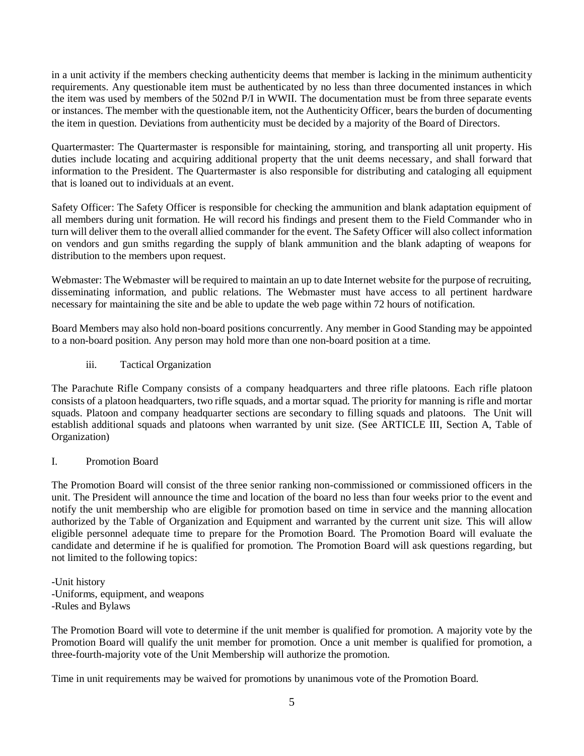in a unit activity if the members checking authenticity deems that member is lacking in the minimum authenticity requirements. Any questionable item must be authenticated by no less than three documented instances in which the item was used by members of the 502nd P/I in WWII. The documentation must be from three separate events or instances. The member with the questionable item, not the Authenticity Officer, bears the burden of documenting the item in question. Deviations from authenticity must be decided by a majority of the Board of Directors.

Quartermaster: The Quartermaster is responsible for maintaining, storing, and transporting all unit property. His duties include locating and acquiring additional property that the unit deems necessary, and shall forward that information to the President. The Quartermaster is also responsible for distributing and cataloging all equipment that is loaned out to individuals at an event.

Safety Officer: The Safety Officer is responsible for checking the ammunition and blank adaptation equipment of all members during unit formation. He will record his findings and present them to the Field Commander who in turn will deliver them to the overall allied commander for the event. The Safety Officer will also collect information on vendors and gun smiths regarding the supply of blank ammunition and the blank adapting of weapons for distribution to the members upon request.

Webmaster: The Webmaster will be required to maintain an up to date Internet website for the purpose of recruiting, disseminating information, and public relations. The Webmaster must have access to all pertinent hardware necessary for maintaining the site and be able to update the web page within 72 hours of notification.

Board Members may also hold non-board positions concurrently. Any member in Good Standing may be appointed to a non-board position. Any person may hold more than one non-board position at a time.

iii. Tactical Organization

The Parachute Rifle Company consists of a company headquarters and three rifle platoons. Each rifle platoon consists of a platoon headquarters, two rifle squads, and a mortar squad. The priority for manning is rifle and mortar squads. Platoon and company headquarter sections are secondary to filling squads and platoons. The Unit will establish additional squads and platoons when warranted by unit size. (See ARTICLE III, Section A, Table of Organization)

I. Promotion Board

The Promotion Board will consist of the three senior ranking non-commissioned or commissioned officers in the unit. The President will announce the time and location of the board no less than four weeks prior to the event and notify the unit membership who are eligible for promotion based on time in service and the manning allocation authorized by the Table of Organization and Equipment and warranted by the current unit size. This will allow eligible personnel adequate time to prepare for the Promotion Board. The Promotion Board will evaluate the candidate and determine if he is qualified for promotion. The Promotion Board will ask questions regarding, but not limited to the following topics:

-Unit history
-Uniforms, equipment, and weapons
-Rules and Bylaws

The Promotion Board will vote to determine if the unit member is qualified for promotion. A majority vote by the Promotion Board will qualify the unit member for promotion. Once a unit member is qualified for promotion, a three-fourth-majority vote of the Unit Membership will authorize the promotion.

Time in unit requirements may be waived for promotions by unanimous vote of the Promotion Board.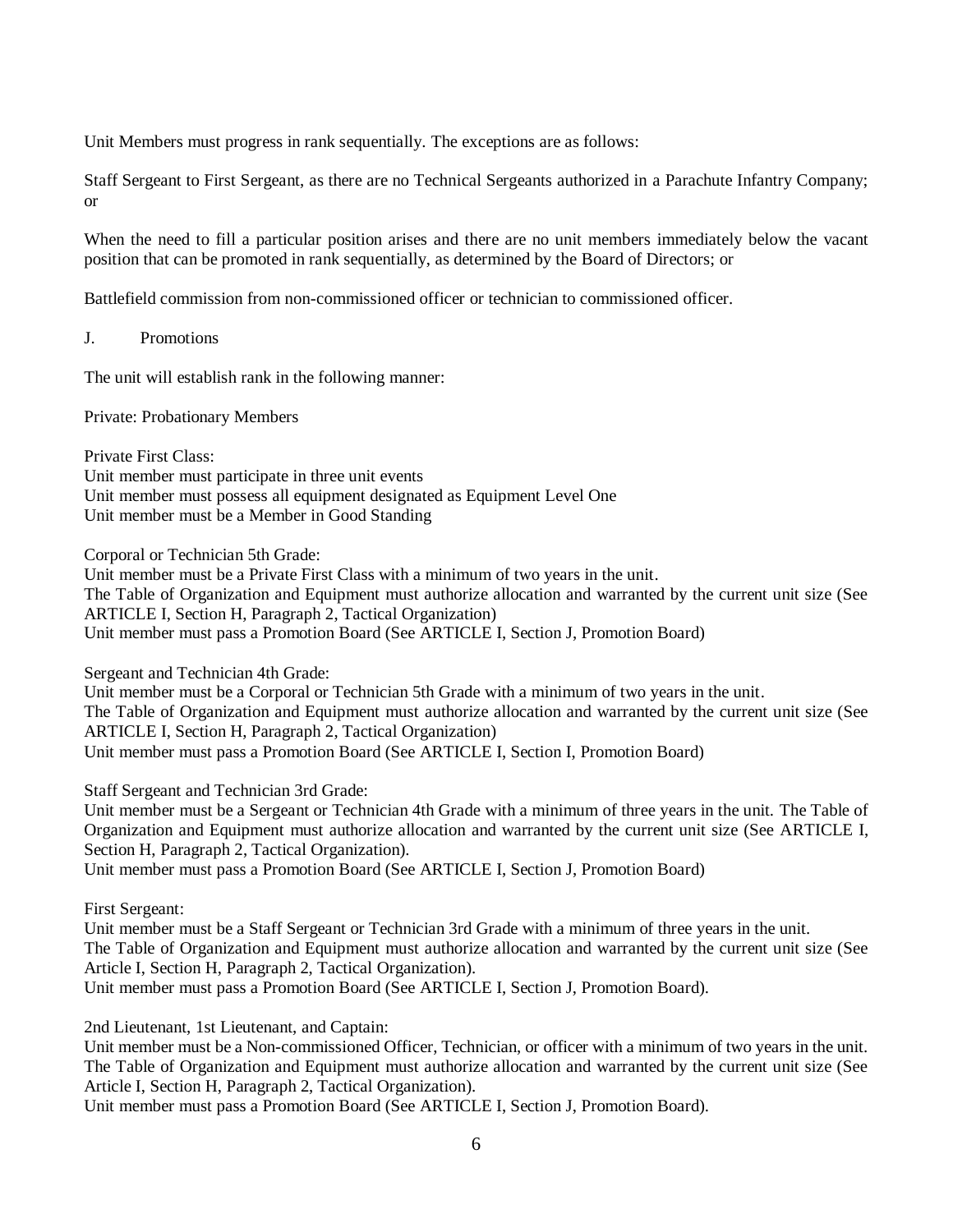Unit Members must progress in rank sequentially. The exceptions are as follows:

Staff Sergeant to First Sergeant, as there are no Technical Sergeants authorized in a Parachute Infantry Company; or

When the need to fill a particular position arises and there are no unit members immediately below the vacant position that can be promoted in rank sequentially, as determined by the Board of Directors; or

Battlefield commission from non-commissioned officer or technician to commissioned officer.

J. Promotions

The unit will establish rank in the following manner:

Private: Probationary Members

Private First Class:
Unit member must participate in three unit events
Unit member must possess all equipment designated as Equipment Level One
Unit member must be a Member in Good Standing

Corporal or Technician 5th Grade:
Unit member must be a Private First Class with a minimum of two years in the unit.
The Table of Organization and Equipment must authorize allocation and warranted by the current unit size (See ARTICLE I, Section H, Paragraph 2, Tactical Organization)
Unit member must pass a Promotion Board (See ARTICLE I, Section J, Promotion Board)

Sergeant and Technician 4th Grade:
Unit member must be a Corporal or Technician 5th Grade with a minimum of two years in the unit.
The Table of Organization and Equipment must authorize allocation and warranted by the current unit size (See ARTICLE I, Section H, Paragraph 2, Tactical Organization)
Unit member must pass a Promotion Board (See ARTICLE I, Section I, Promotion Board)

Staff Sergeant and Technician 3rd Grade:
Unit member must be a Sergeant or Technician 4th Grade with a minimum of three years in the unit. The Table of Organization and Equipment must authorize allocation and warranted by the current unit size (See ARTICLE I, Section H, Paragraph 2, Tactical Organization).
Unit member must pass a Promotion Board (See ARTICLE I, Section J, Promotion Board)

First Sergeant:
Unit member must be a Staff Sergeant or Technician 3rd Grade with a minimum of three years in the unit.
The Table of Organization and Equipment must authorize allocation and warranted by the current unit size (See Article I, Section H, Paragraph 2, Tactical Organization).
Unit member must pass a Promotion Board (See ARTICLE I, Section J, Promotion Board).

2nd Lieutenant, 1st Lieutenant, and Captain:
Unit member must be a Non-commissioned Officer, Technician, or officer with a minimum of two years in the unit.
The Table of Organization and Equipment must authorize allocation and warranted by the current unit size (See Article I, Section H, Paragraph 2, Tactical Organization).
Unit member must pass a Promotion Board (See ARTICLE I, Section J, Promotion Board).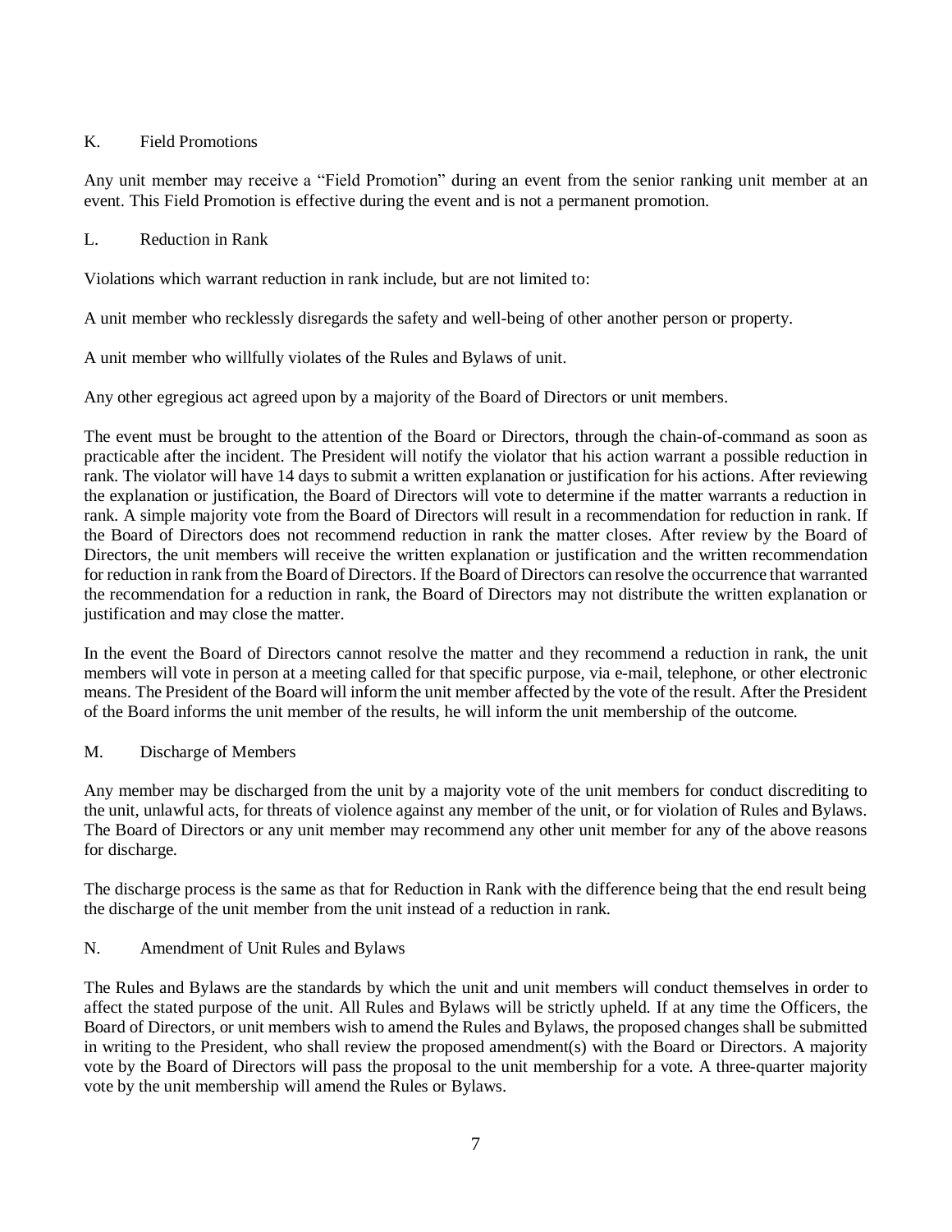## K. Field Promotions

Any unit member may receive a "Field Promotion" during an event from the senior ranking unit member at an event. This Field Promotion is effective during the event and is not a permanent promotion.

## L. Reduction in Rank

Violations which warrant reduction in rank include, but are not limited to:

A unit member who recklessly disregards the safety and well-being of other another person or property.

A unit member who willfully violates of the Rules and Bylaws of unit.

Any other egregious act agreed upon by a majority of the Board of Directors or unit members.

The event must be brought to the attention of the Board or Directors, through the chain-of-command as soon as practicable after the incident. The President will notify the violator that his action warrant a possible reduction in rank. The violator will have 14 days to submit a written explanation or justification for his actions. After reviewing the explanation or justification, the Board of Directors will vote to determine if the matter warrants a reduction in rank. A simple majority vote from the Board of Directors will result in a recommendation for reduction in rank. If the Board of Directors does not recommend reduction in rank the matter closes. After review by the Board of Directors, the unit members will receive the written explanation or justification and the written recommendation for reduction in rank from the Board of Directors. If the Board of Directors can resolve the occurrence that warranted the recommendation for a reduction in rank, the Board of Directors may not distribute the written explanation or justification and may close the matter.

In the event the Board of Directors cannot resolve the matter and they recommend a reduction in rank, the unit members will vote in person at a meeting called for that specific purpose, via e-mail, telephone, or other electronic means. The President of the Board will inform the unit member affected by the vote of the result. After the President of the Board informs the unit member of the results, he will inform the unit membership of the outcome.

## M. Discharge of Members

Any member may be discharged from the unit by a majority vote of the unit members for conduct discrediting to the unit, unlawful acts, for threats of violence against any member of the unit, or for violation of Rules and Bylaws. The Board of Directors or any unit member may recommend any other unit member for any of the above reasons for discharge.

The discharge process is the same as that for Reduction in Rank with the difference being that the end result being the discharge of the unit member from the unit instead of a reduction in rank.

## N. Amendment of Unit Rules and Bylaws

The Rules and Bylaws are the standards by which the unit and unit members will conduct themselves in order to affect the stated purpose of the unit. All Rules and Bylaws will be strictly upheld. If at any time the Officers, the Board of Directors, or unit members wish to amend the Rules and Bylaws, the proposed changes shall be submitted in writing to the President, who shall review the proposed amendment(s) with the Board or Directors. A majority vote by the Board of Directors will pass the proposal to the unit membership for a vote. A three-quarter majority vote by the unit membership will amend the Rules or Bylaws.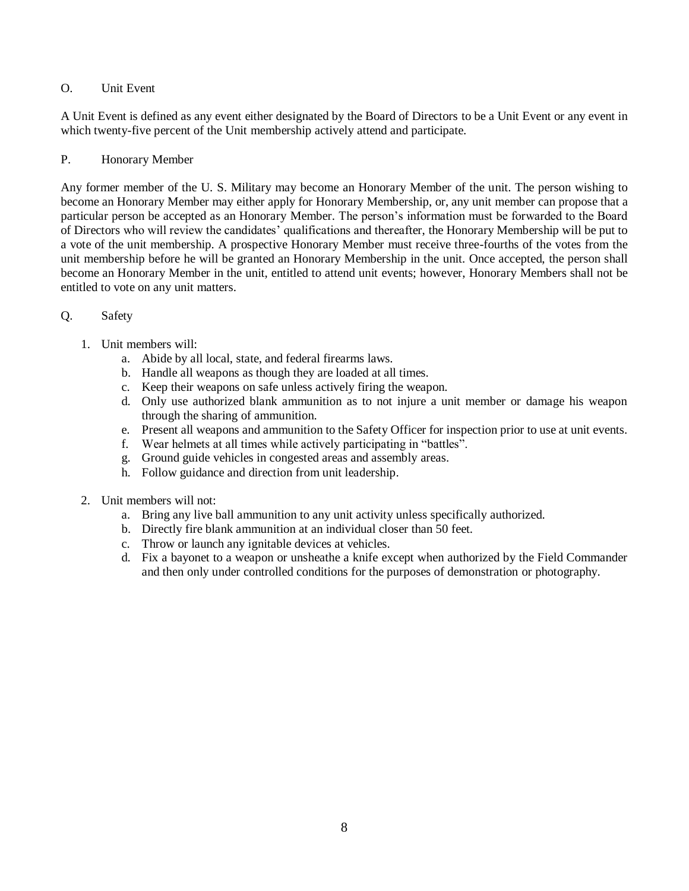## O. Unit Event

A Unit Event is defined as any event either designated by the Board of Directors to be a Unit Event or any event in which twenty-five percent of the Unit membership actively attend and participate.

## P. Honorary Member

Any former member of the U. S. Military may become an Honorary Member of the unit. The person wishing to become an Honorary Member may either apply for Honorary Membership, or, any unit member can propose that a particular person be accepted as an Honorary Member. The person's information must be forwarded to the Board of Directors who will review the candidates' qualifications and thereafter, the Honorary Membership will be put to a vote of the unit membership. A prospective Honorary Member must receive three-fourths of the votes from the unit membership before he will be granted an Honorary Membership in the unit. Once accepted, the person shall become an Honorary Member in the unit, entitled to attend unit events; however, Honorary Members shall not be entitled to vote on any unit matters.

## Q. Safety

1. Unit members will:
   a. Abide by all local, state, and federal firearms laws.
   b. Handle all weapons as though they are loaded at all times.
   c. Keep their weapons on safe unless actively firing the weapon.
   d. Only use authorized blank ammunition as to not injure a unit member or damage his weapon through the sharing of ammunition.
   e. Present all weapons and ammunition to the Safety Officer for inspection prior to use at unit events.
   f. Wear helmets at all times while actively participating in "battles".
   g. Ground guide vehicles in congested areas and assembly areas.
   h. Follow guidance and direction from unit leadership.

2. Unit members will not:
   a. Bring any live ball ammunition to any unit activity unless specifically authorized.
   b. Directly fire blank ammunition at an individual closer than 50 feet.
   c. Throw or launch any ignitable devices at vehicles.
   d. Fix a bayonet to a weapon or unsheathe a knife except when authorized by the Field Commander and then only under controlled conditions for the purposes of demonstration or photography.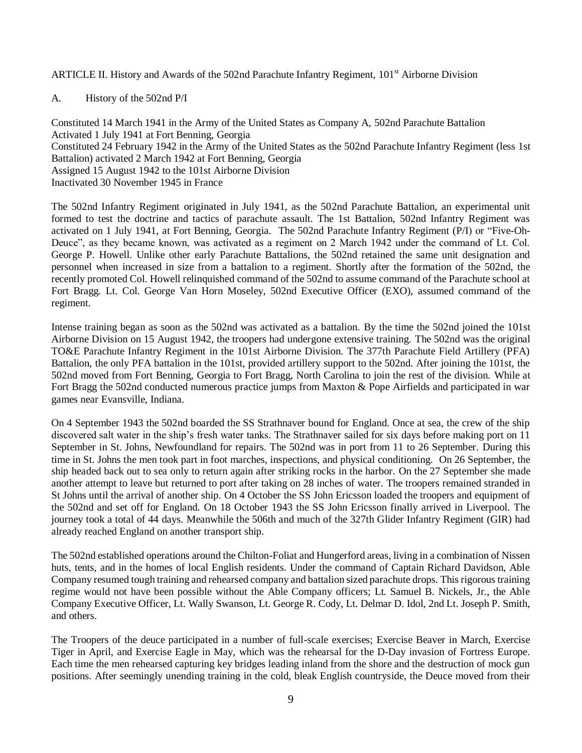ARTICLE II. History and Awards of the 502nd Parachute Infantry Regiment, 101st Airborne Division

A. History of the 502nd P/I

Constituted 14 March 1941 in the Army of the United States as Company A, 502nd Parachute Battalion
Activated 1 July 1941 at Fort Benning, Georgia
Constituted 24 February 1942 in the Army of the United States as the 502nd Parachute Infantry Regiment (less 1st Battalion) activated 2 March 1942 at Fort Benning, Georgia
Assigned 15 August 1942 to the 101st Airborne Division
Inactivated 30 November 1945 in France

The 502nd Infantry Regiment originated in July 1941, as the 502nd Parachute Battalion, an experimental unit formed to test the doctrine and tactics of parachute assault. The 1st Battalion, 502nd Infantry Regiment was activated on 1 July 1941, at Fort Benning, Georgia. The 502nd Parachute Infantry Regiment (P/I) or "Five-Oh-Deuce", as they became known, was activated as a regiment on 2 March 1942 under the command of Lt. Col. George P. Howell. Unlike other early Parachute Battalions, the 502nd retained the same unit designation and personnel when increased in size from a battalion to a regiment. Shortly after the formation of the 502nd, the recently promoted Col. Howell relinquished command of the 502nd to assume command of the Parachute school at Fort Bragg. Lt. Col. George Van Horn Moseley, 502nd Executive Officer (EXO), assumed command of the regiment.

Intense training began as soon as the 502nd was activated as a battalion. By the time the 502nd joined the 101st Airborne Division on 15 August 1942, the troopers had undergone extensive training. The 502nd was the original TO&E Parachute Infantry Regiment in the 101st Airborne Division. The 377th Parachute Field Artillery (PFA) Battalion, the only PFA battalion in the 101st, provided artillery support to the 502nd. After joining the 101st, the 502nd moved from Fort Benning, Georgia to Fort Bragg, North Carolina to join the rest of the division. While at Fort Bragg the 502nd conducted numerous practice jumps from Maxton & Pope Airfields and participated in war games near Evansville, Indiana.

On 4 September 1943 the 502nd boarded the SS Strathnaver bound for England. Once at sea, the crew of the ship discovered salt water in the ship's fresh water tanks. The Strathnaver sailed for six days before making port on 11 September in St. Johns, Newfoundland for repairs. The 502nd was in port from 11 to 26 September. During this time in St. Johns the men took part in foot marches, inspections, and physical conditioning. On 26 September, the ship headed back out to sea only to return again after striking rocks in the harbor. On the 27 September she made another attempt to leave but returned to port after taking on 28 inches of water. The troopers remained stranded in St Johns until the arrival of another ship. On 4 October the SS John Ericsson loaded the troopers and equipment of the 502nd and set off for England. On 18 October 1943 the SS John Ericsson finally arrived in Liverpool. The journey took a total of 44 days. Meanwhile the 506th and much of the 327th Glider Infantry Regiment (GIR) had already reached England on another transport ship.

The 502nd established operations around the Chilton-Foliat and Hungerford areas, living in a combination of Nissen huts, tents, and in the homes of local English residents. Under the command of Captain Richard Davidson, Able Company resumed tough training and rehearsed company and battalion sized parachute drops. This rigorous training regime would not have been possible without the Able Company officers; Lt. Samuel B. Nickels, Jr., the Able Company Executive Officer, Lt. Wally Swanson, Lt. George R. Cody, Lt. Delmar D. Idol, 2nd Lt. Joseph P. Smith, and others.

The Troopers of the deuce participated in a number of full-scale exercises; Exercise Beaver in March, Exercise Tiger in April, and Exercise Eagle in May, which was the rehearsal for the D-Day invasion of Fortress Europe. Each time the men rehearsed capturing key bridges leading inland from the shore and the destruction of mock gun positions. After seemingly unending training in the cold, bleak English countryside, the Deuce moved from their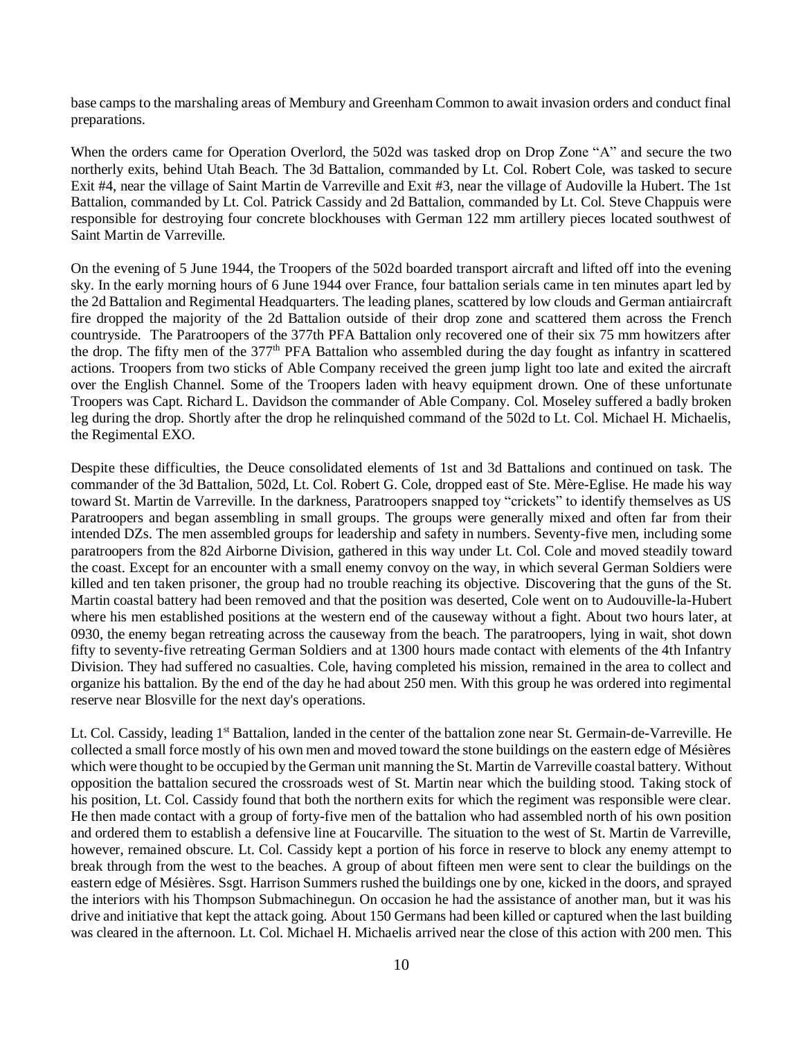base camps to the marshaling areas of Membury and Greenham Common to await invasion orders and conduct final preparations.

When the orders came for Operation Overlord, the 502d was tasked drop on Drop Zone "A" and secure the two northerly exits, behind Utah Beach. The 3d Battalion, commanded by Lt. Col. Robert Cole, was tasked to secure Exit #4, near the village of Saint Martin de Varreville and Exit #3, near the village of Audoville la Hubert. The 1st Battalion, commanded by Lt. Col. Patrick Cassidy and 2d Battalion, commanded by Lt. Col. Steve Chappuis were responsible for destroying four concrete blockhouses with German 122 mm artillery pieces located southwest of Saint Martin de Varreville.

On the evening of 5 June 1944, the Troopers of the 502d boarded transport aircraft and lifted off into the evening sky. In the early morning hours of 6 June 1944 over France, four battalion serials came in ten minutes apart led by the 2d Battalion and Regimental Headquarters. The leading planes, scattered by low clouds and German antiaircraft fire dropped the majority of the 2d Battalion outside of their drop zone and scattered them across the French countryside. The Paratroopers of the 377th PFA Battalion only recovered one of their six 75 mm howitzers after the drop. The fifty men of the 377th PFA Battalion who assembled during the day fought as infantry in scattered actions. Troopers from two sticks of Able Company received the green jump light too late and exited the aircraft over the English Channel. Some of the Troopers laden with heavy equipment drown. One of these unfortunate Troopers was Capt. Richard L. Davidson the commander of Able Company. Col. Moseley suffered a badly broken leg during the drop. Shortly after the drop he relinquished command of the 502d to Lt. Col. Michael H. Michaelis, the Regimental EXO.

Despite these difficulties, the Deuce consolidated elements of 1st and 3d Battalions and continued on task. The commander of the 3d Battalion, 502d, Lt. Col. Robert G. Cole, dropped east of Ste. Mère-Eglise. He made his way toward St. Martin de Varreville. In the darkness, Paratroopers snapped toy "crickets" to identify themselves as US Paratroopers and began assembling in small groups. The groups were generally mixed and often far from their intended DZs. The men assembled groups for leadership and safety in numbers. Seventy-five men, including some paratroopers from the 82d Airborne Division, gathered in this way under Lt. Col. Cole and moved steadily toward the coast. Except for an encounter with a small enemy convoy on the way, in which several German Soldiers were killed and ten taken prisoner, the group had no trouble reaching its objective. Discovering that the guns of the St. Martin coastal battery had been removed and that the position was deserted, Cole went on to Audouville-la-Hubert where his men established positions at the western end of the causeway without a fight. About two hours later, at 0930, the enemy began retreating across the causeway from the beach. The paratroopers, lying in wait, shot down fifty to seventy-five retreating German Soldiers and at 1300 hours made contact with elements of the 4th Infantry Division. They had suffered no casualties. Cole, having completed his mission, remained in the area to collect and organize his battalion. By the end of the day he had about 250 men. With this group he was ordered into regimental reserve near Blosville for the next day's operations.

Lt. Col. Cassidy, leading 1st Battalion, landed in the center of the battalion zone near St. Germain-de-Varreville. He collected a small force mostly of his own men and moved toward the stone buildings on the eastern edge of Mésières which were thought to be occupied by the German unit manning the St. Martin de Varreville coastal battery. Without opposition the battalion secured the crossroads west of St. Martin near which the building stood. Taking stock of his position, Lt. Col. Cassidy found that both the northern exits for which the regiment was responsible were clear. He then made contact with a group of forty-five men of the battalion who had assembled north of his own position and ordered them to establish a defensive line at Foucarville. The situation to the west of St. Martin de Varreville, however, remained obscure. Lt. Col. Cassidy kept a portion of his force in reserve to block any enemy attempt to break through from the west to the beaches. A group of about fifteen men were sent to clear the buildings on the eastern edge of Mésières. Ssgt. Harrison Summers rushed the buildings one by one, kicked in the doors, and sprayed the interiors with his Thompson Submachinegun. On occasion he had the assistance of another man, but it was his drive and initiative that kept the attack going. About 150 Germans had been killed or captured when the last building was cleared in the afternoon. Lt. Col. Michael H. Michaelis arrived near the close of this action with 200 men. This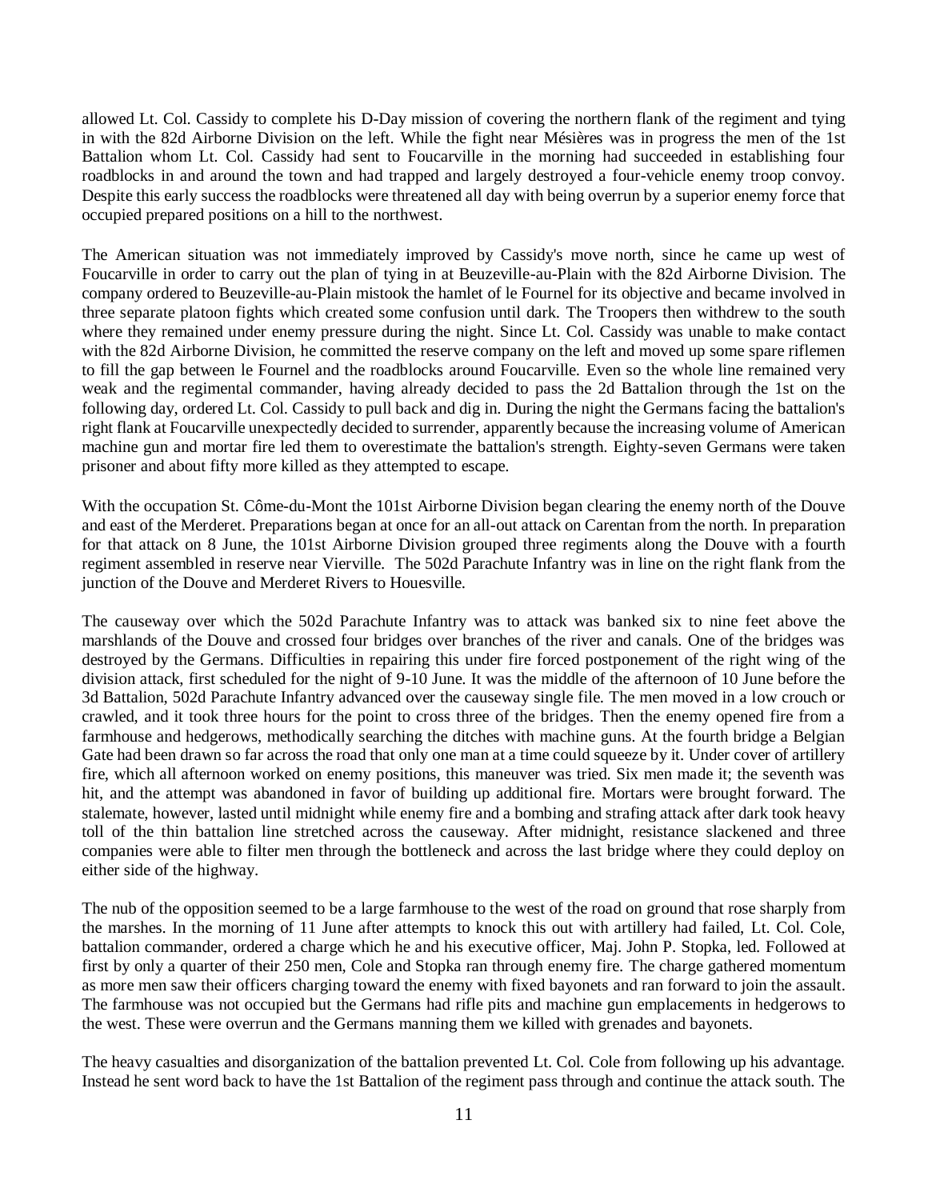allowed Lt. Col. Cassidy to complete his D-Day mission of covering the northern flank of the regiment and tying in with the 82d Airborne Division on the left. While the fight near Mésières was in progress the men of the 1st Battalion whom Lt. Col. Cassidy had sent to Foucarville in the morning had succeeded in establishing four roadblocks in and around the town and had trapped and largely destroyed a four-vehicle enemy troop convoy. Despite this early success the roadblocks were threatened all day with being overrun by a superior enemy force that occupied prepared positions on a hill to the northwest.

The American situation was not immediately improved by Cassidy's move north, since he came up west of Foucarville in order to carry out the plan of tying in at Beuzeville-au-Plain with the 82d Airborne Division. The company ordered to Beuzeville-au-Plain mistook the hamlet of le Fournel for its objective and became involved in three separate platoon fights which created some confusion until dark. The Troopers then withdrew to the south where they remained under enemy pressure during the night. Since Lt. Col. Cassidy was unable to make contact with the 82d Airborne Division, he committed the reserve company on the left and moved up some spare riflemen to fill the gap between le Fournel and the roadblocks around Foucarville. Even so the whole line remained very weak and the regimental commander, having already decided to pass the 2d Battalion through the 1st on the following day, ordered Lt. Col. Cassidy to pull back and dig in. During the night the Germans facing the battalion's right flank at Foucarville unexpectedly decided to surrender, apparently because the increasing volume of American machine gun and mortar fire led them to overestimate the battalion's strength. Eighty-seven Germans were taken prisoner and about fifty more killed as they attempted to escape.

With the occupation St. Côme-du-Mont the 101st Airborne Division began clearing the enemy north of the Douve and east of the Merderet. Preparations began at once for an all-out attack on Carentan from the north. In preparation for that attack on 8 June, the 101st Airborne Division grouped three regiments along the Douve with a fourth regiment assembled in reserve near Vierville. The 502d Parachute Infantry was in line on the right flank from the junction of the Douve and Merderet Rivers to Houesville.

The causeway over which the 502d Parachute Infantry was to attack was banked six to nine feet above the marshlands of the Douve and crossed four bridges over branches of the river and canals. One of the bridges was destroyed by the Germans. Difficulties in repairing this under fire forced postponement of the right wing of the division attack, first scheduled for the night of 9-10 June. It was the middle of the afternoon of 10 June before the 3d Battalion, 502d Parachute Infantry advanced over the causeway single file. The men moved in a low crouch or crawled, and it took three hours for the point to cross three of the bridges. Then the enemy opened fire from a farmhouse and hedgerows, methodically searching the ditches with machine guns. At the fourth bridge a Belgian Gate had been drawn so far across the road that only one man at a time could squeeze by it. Under cover of artillery fire, which all afternoon worked on enemy positions, this maneuver was tried. Six men made it; the seventh was hit, and the attempt was abandoned in favor of building up additional fire. Mortars were brought forward. The stalemate, however, lasted until midnight while enemy fire and a bombing and strafing attack after dark took heavy toll of the thin battalion line stretched across the causeway. After midnight, resistance slackened and three companies were able to filter men through the bottleneck and across the last bridge where they could deploy on either side of the highway.

The nub of the opposition seemed to be a large farmhouse to the west of the road on ground that rose sharply from the marshes. In the morning of 11 June after attempts to knock this out with artillery had failed, Lt. Col. Cole, battalion commander, ordered a charge which he and his executive officer, Maj. John P. Stopka, led. Followed at first by only a quarter of their 250 men, Cole and Stopka ran through enemy fire. The charge gathered momentum as more men saw their officers charging toward the enemy with fixed bayonets and ran forward to join the assault. The farmhouse was not occupied but the Germans had rifle pits and machine gun emplacements in hedgerows to the west. These were overrun and the Germans manning them we killed with grenades and bayonets.

The heavy casualties and disorganization of the battalion prevented Lt. Col. Cole from following up his advantage. Instead he sent word back to have the 1st Battalion of the regiment pass through and continue the attack south. The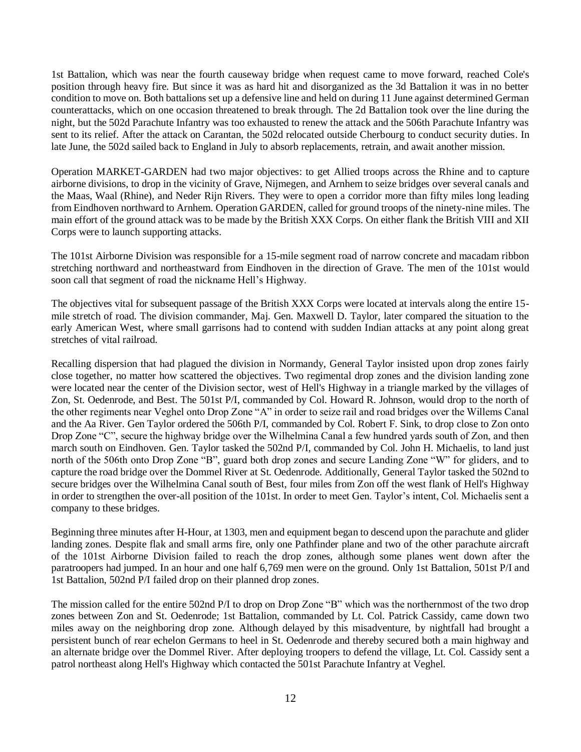1st Battalion, which was near the fourth causeway bridge when request came to move forward, reached Cole's position through heavy fire. But since it was as hard hit and disorganized as the 3d Battalion it was in no better condition to move on. Both battalions set up a defensive line and held on during 11 June against determined German counterattacks, which on one occasion threatened to break through. The 2d Battalion took over the line during the night, but the 502d Parachute Infantry was too exhausted to renew the attack and the 506th Parachute Infantry was sent to its relief. After the attack on Carantan, the 502d relocated outside Cherbourg to conduct security duties. In late June, the 502d sailed back to England in July to absorb replacements, retrain, and await another mission.

Operation MARKET-GARDEN had two major objectives: to get Allied troops across the Rhine and to capture airborne divisions, to drop in the vicinity of Grave, Nijmegen, and Arnhem to seize bridges over several canals and the Maas, Waal (Rhine), and Neder Rijn Rivers. They were to open a corridor more than fifty miles long leading from Eindhoven northward to Arnhem. Operation GARDEN, called for ground troops of the ninety-nine miles. The main effort of the ground attack was to be made by the British XXX Corps. On either flank the British VIII and XII Corps were to launch supporting attacks.

The 101st Airborne Division was responsible for a 15-mile segment road of narrow concrete and macadam ribbon stretching northward and northeastward from Eindhoven in the direction of Grave. The men of the 101st would soon call that segment of road the nickname Hell's Highway.

The objectives vital for subsequent passage of the British XXX Corps were located at intervals along the entire 15-mile stretch of road. The division commander, Maj. Gen. Maxwell D. Taylor, later compared the situation to the early American West, where small garrisons had to contend with sudden Indian attacks at any point along great stretches of vital railroad.

Recalling dispersion that had plagued the division in Normandy, General Taylor insisted upon drop zones fairly close together, no matter how scattered the objectives. Two regimental drop zones and the division landing zone were located near the center of the Division sector, west of Hell's Highway in a triangle marked by the villages of Zon, St. Oedenrode, and Best. The 501st P/I, commanded by Col. Howard R. Johnson, would drop to the north of the other regiments near Veghel onto Drop Zone "A" in order to seize rail and road bridges over the Willems Canal and the Aa River. Gen Taylor ordered the 506th P/I, commanded by Col. Robert F. Sink, to drop close to Zon onto Drop Zone "C", secure the highway bridge over the Wilhelmina Canal a few hundred yards south of Zon, and then march south on Eindhoven. Gen. Taylor tasked the 502nd P/I, commanded by Col. John H. Michaelis, to land just north of the 506th onto Drop Zone "B", guard both drop zones and secure Landing Zone "W" for gliders, and to capture the road bridge over the Dommel River at St. Oedenrode. Additionally, General Taylor tasked the 502nd to secure bridges over the Wilhelmina Canal south of Best, four miles from Zon off the west flank of Hell's Highway in order to strengthen the over-all position of the 101st. In order to meet Gen. Taylor's intent, Col. Michaelis sent a company to these bridges.

Beginning three minutes after H-Hour, at 1303, men and equipment began to descend upon the parachute and glider landing zones. Despite flak and small arms fire, only one Pathfinder plane and two of the other parachute aircraft of the 101st Airborne Division failed to reach the drop zones, although some planes went down after the paratroopers had jumped. In an hour and one half 6,769 men were on the ground. Only 1st Battalion, 501st P/I and 1st Battalion, 502nd P/I failed drop on their planned drop zones.

The mission called for the entire 502nd P/I to drop on Drop Zone "B" which was the northernmost of the two drop zones between Zon and St. Oedenrode; 1st Battalion, commanded by Lt. Col. Patrick Cassidy, came down two miles away on the neighboring drop zone. Although delayed by this misadventure, by nightfall had brought a persistent bunch of rear echelon Germans to heel in St. Oedenrode and thereby secured both a main highway and an alternate bridge over the Dommel River. After deploying troopers to defend the village, Lt. Col. Cassidy sent a patrol northeast along Hell's Highway which contacted the 501st Parachute Infantry at Veghel.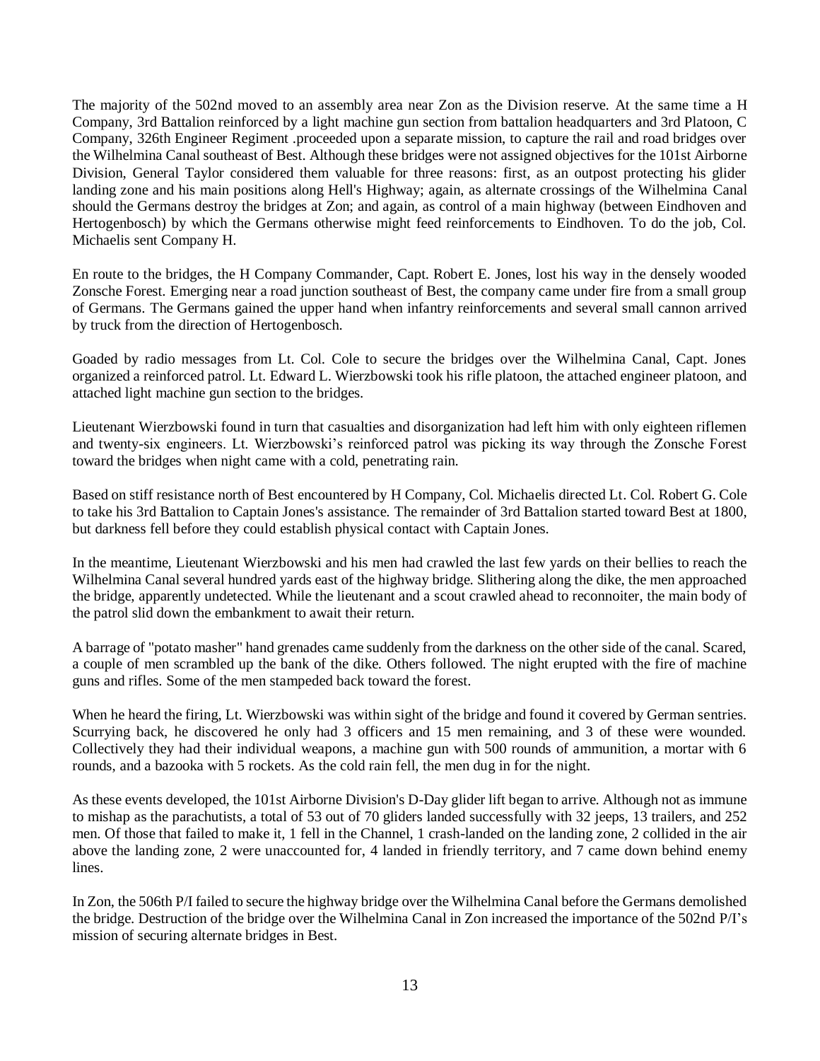The majority of the 502nd moved to an assembly area near Zon as the Division reserve. At the same time a H Company, 3rd Battalion reinforced by a light machine gun section from battalion headquarters and 3rd Platoon, C Company, 326th Engineer Regiment .proceeded upon a separate mission, to capture the rail and road bridges over the Wilhelmina Canal southeast of Best. Although these bridges were not assigned objectives for the 101st Airborne Division, General Taylor considered them valuable for three reasons: first, as an outpost protecting his glider landing zone and his main positions along Hell's Highway; again, as alternate crossings of the Wilhelmina Canal should the Germans destroy the bridges at Zon; and again, as control of a main highway (between Eindhoven and Hertogenbosch) by which the Germans otherwise might feed reinforcements to Eindhoven. To do the job, Col. Michaelis sent Company H.

En route to the bridges, the H Company Commander, Capt. Robert E. Jones, lost his way in the densely wooded Zonsche Forest. Emerging near a road junction southeast of Best, the company came under fire from a small group of Germans. The Germans gained the upper hand when infantry reinforcements and several small cannon arrived by truck from the direction of Hertogenbosch.

Goaded by radio messages from Lt. Col. Cole to secure the bridges over the Wilhelmina Canal, Capt. Jones organized a reinforced patrol. Lt. Edward L. Wierzbowski took his rifle platoon, the attached engineer platoon, and attached light machine gun section to the bridges.

Lieutenant Wierzbowski found in turn that casualties and disorganization had left him with only eighteen riflemen and twenty-six engineers. Lt. Wierzbowski's reinforced patrol was picking its way through the Zonsche Forest toward the bridges when night came with a cold, penetrating rain.

Based on stiff resistance north of Best encountered by H Company, Col. Michaelis directed Lt. Col. Robert G. Cole to take his 3rd Battalion to Captain Jones's assistance. The remainder of 3rd Battalion started toward Best at 1800, but darkness fell before they could establish physical contact with Captain Jones.

In the meantime, Lieutenant Wierzbowski and his men had crawled the last few yards on their bellies to reach the Wilhelmina Canal several hundred yards east of the highway bridge. Slithering along the dike, the men approached the bridge, apparently undetected. While the lieutenant and a scout crawled ahead to reconnoiter, the main body of the patrol slid down the embankment to await their return.

A barrage of "potato masher" hand grenades came suddenly from the darkness on the other side of the canal. Scared, a couple of men scrambled up the bank of the dike. Others followed. The night erupted with the fire of machine guns and rifles. Some of the men stampeded back toward the forest.

When he heard the firing, Lt. Wierzbowski was within sight of the bridge and found it covered by German sentries. Scurrying back, he discovered he only had 3 officers and 15 men remaining, and 3 of these were wounded. Collectively they had their individual weapons, a machine gun with 500 rounds of ammunition, a mortar with 6 rounds, and a bazooka with 5 rockets. As the cold rain fell, the men dug in for the night.

As these events developed, the 101st Airborne Division's D-Day glider lift began to arrive. Although not as immune to mishap as the parachutists, a total of 53 out of 70 gliders landed successfully with 32 jeeps, 13 trailers, and 252 men. Of those that failed to make it, 1 fell in the Channel, 1 crash-landed on the landing zone, 2 collided in the air above the landing zone, 2 were unaccounted for, 4 landed in friendly territory, and 7 came down behind enemy lines.

In Zon, the 506th P/I failed to secure the highway bridge over the Wilhelmina Canal before the Germans demolished the bridge. Destruction of the bridge over the Wilhelmina Canal in Zon increased the importance of the 502nd P/I's mission of securing alternate bridges in Best.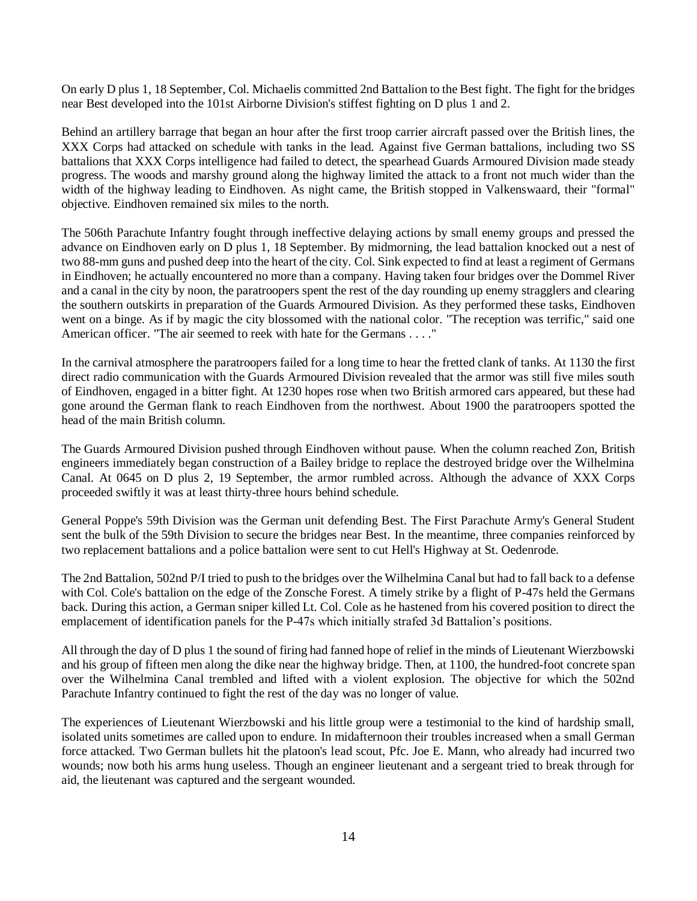On early D plus 1, 18 September, Col. Michaelis committed 2nd Battalion to the Best fight. The fight for the bridges near Best developed into the 101st Airborne Division's stiffest fighting on D plus 1 and 2.

Behind an artillery barrage that began an hour after the first troop carrier aircraft passed over the British lines, the XXX Corps had attacked on schedule with tanks in the lead. Against five German battalions, including two SS battalions that XXX Corps intelligence had failed to detect, the spearhead Guards Armoured Division made steady progress. The woods and marshy ground along the highway limited the attack to a front not much wider than the width of the highway leading to Eindhoven. As night came, the British stopped in Valkenswaard, their "formal" objective. Eindhoven remained six miles to the north.

The 506th Parachute Infantry fought through ineffective delaying actions by small enemy groups and pressed the advance on Eindhoven early on D plus 1, 18 September. By midmorning, the lead battalion knocked out a nest of two 88-mm guns and pushed deep into the heart of the city. Col. Sink expected to find at least a regiment of Germans in Eindhoven; he actually encountered no more than a company. Having taken four bridges over the Dommel River and a canal in the city by noon, the paratroopers spent the rest of the day rounding up enemy stragglers and clearing the southern outskirts in preparation of the Guards Armoured Division. As they performed these tasks, Eindhoven went on a binge. As if by magic the city blossomed with the national color. "The reception was terrific," said one American officer. "The air seemed to reek with hate for the Germans . . . ."

In the carnival atmosphere the paratroopers failed for a long time to hear the fretted clank of tanks. At 1130 the first direct radio communication with the Guards Armoured Division revealed that the armor was still five miles south of Eindhoven, engaged in a bitter fight. At 1230 hopes rose when two British armored cars appeared, but these had gone around the German flank to reach Eindhoven from the northwest. About 1900 the paratroopers spotted the head of the main British column.

The Guards Armoured Division pushed through Eindhoven without pause. When the column reached Zon, British engineers immediately began construction of a Bailey bridge to replace the destroyed bridge over the Wilhelmina Canal. At 0645 on D plus 2, 19 September, the armor rumbled across. Although the advance of XXX Corps proceeded swiftly it was at least thirty-three hours behind schedule.

General Poppe's 59th Division was the German unit defending Best. The First Parachute Army's General Student sent the bulk of the 59th Division to secure the bridges near Best. In the meantime, three companies reinforced by two replacement battalions and a police battalion were sent to cut Hell's Highway at St. Oedenrode.

The 2nd Battalion, 502nd P/I tried to push to the bridges over the Wilhelmina Canal but had to fall back to a defense with Col. Cole's battalion on the edge of the Zonsche Forest. A timely strike by a flight of P-47s held the Germans back. During this action, a German sniper killed Lt. Col. Cole as he hastened from his covered position to direct the emplacement of identification panels for the P-47s which initially strafed 3d Battalion's positions.

All through the day of D plus 1 the sound of firing had fanned hope of relief in the minds of Lieutenant Wierzbowski and his group of fifteen men along the dike near the highway bridge. Then, at 1100, the hundred-foot concrete span over the Wilhelmina Canal trembled and lifted with a violent explosion. The objective for which the 502nd Parachute Infantry continued to fight the rest of the day was no longer of value.

The experiences of Lieutenant Wierzbowski and his little group were a testimonial to the kind of hardship small, isolated units sometimes are called upon to endure. In midafternoon their troubles increased when a small German force attacked. Two German bullets hit the platoon's lead scout, Pfc. Joe E. Mann, who already had incurred two wounds; now both his arms hung useless. Though an engineer lieutenant and a sergeant tried to break through for aid, the lieutenant was captured and the sergeant wounded.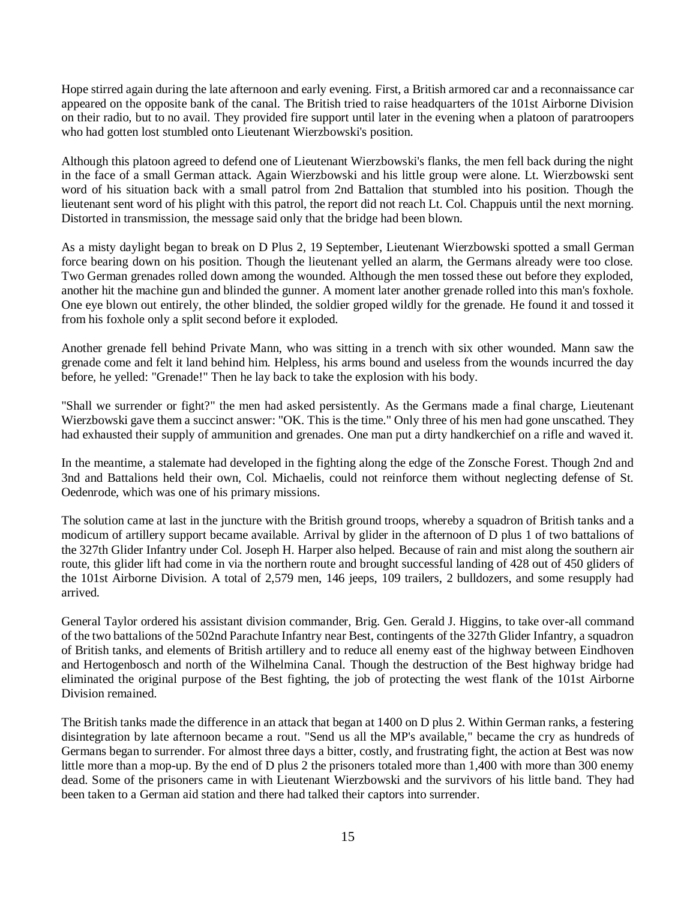Hope stirred again during the late afternoon and early evening. First, a British armored car and a reconnaissance car appeared on the opposite bank of the canal. The British tried to raise headquarters of the 101st Airborne Division on their radio, but to no avail. They provided fire support until later in the evening when a platoon of paratroopers who had gotten lost stumbled onto Lieutenant Wierzbowski's position.

Although this platoon agreed to defend one of Lieutenant Wierzbowski's flanks, the men fell back during the night in the face of a small German attack. Again Wierzbowski and his little group were alone. Lt. Wierzbowski sent word of his situation back with a small patrol from 2nd Battalion that stumbled into his position. Though the lieutenant sent word of his plight with this patrol, the report did not reach Lt. Col. Chappuis until the next morning. Distorted in transmission, the message said only that the bridge had been blown.

As a misty daylight began to break on D Plus 2, 19 September, Lieutenant Wierzbowski spotted a small German force bearing down on his position. Though the lieutenant yelled an alarm, the Germans already were too close. Two German grenades rolled down among the wounded. Although the men tossed these out before they exploded, another hit the machine gun and blinded the gunner. A moment later another grenade rolled into this man's foxhole. One eye blown out entirely, the other blinded, the soldier groped wildly for the grenade. He found it and tossed it from his foxhole only a split second before it exploded.

Another grenade fell behind Private Mann, who was sitting in a trench with six other wounded. Mann saw the grenade come and felt it land behind him. Helpless, his arms bound and useless from the wounds incurred the day before, he yelled: "Grenade!" Then he lay back to take the explosion with his body.

"Shall we surrender or fight?" the men had asked persistently. As the Germans made a final charge, Lieutenant Wierzbowski gave them a succinct answer: "OK. This is the time." Only three of his men had gone unscathed. They had exhausted their supply of ammunition and grenades. One man put a dirty handkerchief on a rifle and waved it.

In the meantime, a stalemate had developed in the fighting along the edge of the Zonsche Forest. Though 2nd and 3nd and Battalions held their own, Col. Michaelis, could not reinforce them without neglecting defense of St. Oedenrode, which was one of his primary missions.

The solution came at last in the juncture with the British ground troops, whereby a squadron of British tanks and a modicum of artillery support became available. Arrival by glider in the afternoon of D plus 1 of two battalions of the 327th Glider Infantry under Col. Joseph H. Harper also helped. Because of rain and mist along the southern air route, this glider lift had come in via the northern route and brought successful landing of 428 out of 450 gliders of the 101st Airborne Division. A total of 2,579 men, 146 jeeps, 109 trailers, 2 bulldozers, and some resupply had arrived.

General Taylor ordered his assistant division commander, Brig. Gen. Gerald J. Higgins, to take over-all command of the two battalions of the 502nd Parachute Infantry near Best, contingents of the 327th Glider Infantry, a squadron of British tanks, and elements of British artillery and to reduce all enemy east of the highway between Eindhoven and Hertogenbosch and north of the Wilhelmina Canal. Though the destruction of the Best highway bridge had eliminated the original purpose of the Best fighting, the job of protecting the west flank of the 101st Airborne Division remained.

The British tanks made the difference in an attack that began at 1400 on D plus 2. Within German ranks, a festering disintegration by late afternoon became a rout. "Send us all the MP's available," became the cry as hundreds of Germans began to surrender. For almost three days a bitter, costly, and frustrating fight, the action at Best was now little more than a mop-up. By the end of D plus 2 the prisoners totaled more than 1,400 with more than 300 enemy dead. Some of the prisoners came in with Lieutenant Wierzbowski and the survivors of his little band. They had been taken to a German aid station and there had talked their captors into surrender.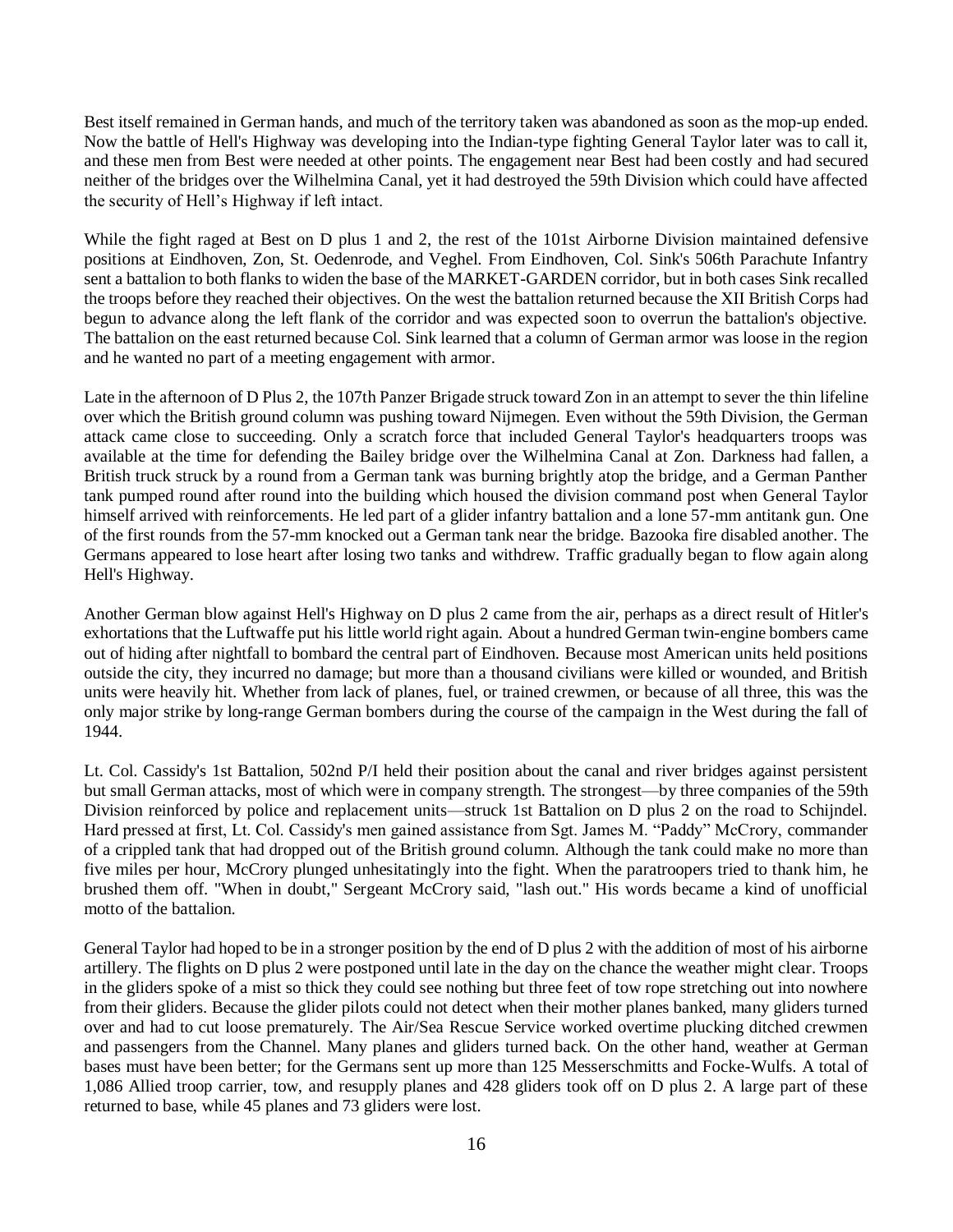Best itself remained in German hands, and much of the territory taken was abandoned as soon as the mop-up ended. Now the battle of Hell's Highway was developing into the Indian-type fighting General Taylor later was to call it, and these men from Best were needed at other points. The engagement near Best had been costly and had secured neither of the bridges over the Wilhelmina Canal, yet it had destroyed the 59th Division which could have affected the security of Hell's Highway if left intact.

While the fight raged at Best on D plus 1 and 2, the rest of the 101st Airborne Division maintained defensive positions at Eindhoven, Zon, St. Oedenrode, and Veghel. From Eindhoven, Col. Sink's 506th Parachute Infantry sent a battalion to both flanks to widen the base of the MARKET-GARDEN corridor, but in both cases Sink recalled the troops before they reached their objectives. On the west the battalion returned because the XII British Corps had begun to advance along the left flank of the corridor and was expected soon to overrun the battalion's objective. The battalion on the east returned because Col. Sink learned that a column of German armor was loose in the region and he wanted no part of a meeting engagement with armor.

Late in the afternoon of D Plus 2, the 107th Panzer Brigade struck toward Zon in an attempt to sever the thin lifeline over which the British ground column was pushing toward Nijmegen. Even without the 59th Division, the German attack came close to succeeding. Only a scratch force that included General Taylor's headquarters troops was available at the time for defending the Bailey bridge over the Wilhelmina Canal at Zon. Darkness had fallen, a British truck struck by a round from a German tank was burning brightly atop the bridge, and a German Panther tank pumped round after round into the building which housed the division command post when General Taylor himself arrived with reinforcements. He led part of a glider infantry battalion and a lone 57-mm antitank gun. One of the first rounds from the 57-mm knocked out a German tank near the bridge. Bazooka fire disabled another. The Germans appeared to lose heart after losing two tanks and withdrew. Traffic gradually began to flow again along Hell's Highway.

Another German blow against Hell's Highway on D plus 2 came from the air, perhaps as a direct result of Hitler's exhortations that the Luftwaffe put his little world right again. About a hundred German twin-engine bombers came out of hiding after nightfall to bombard the central part of Eindhoven. Because most American units held positions outside the city, they incurred no damage; but more than a thousand civilians were killed or wounded, and British units were heavily hit. Whether from lack of planes, fuel, or trained crewmen, or because of all three, this was the only major strike by long-range German bombers during the course of the campaign in the West during the fall of 1944.

Lt. Col. Cassidy's 1st Battalion, 502nd P/I held their position about the canal and river bridges against persistent but small German attacks, most of which were in company strength. The strongest—by three companies of the 59th Division reinforced by police and replacement units—struck 1st Battalion on D plus 2 on the road to Schijndel. Hard pressed at first, Lt. Col. Cassidy's men gained assistance from Sgt. James M. "Paddy" McCrory, commander of a crippled tank that had dropped out of the British ground column. Although the tank could make no more than five miles per hour, McCrory plunged unhesitatingly into the fight. When the paratroopers tried to thank him, he brushed them off. "When in doubt," Sergeant McCrory said, "lash out." His words became a kind of unofficial motto of the battalion.

General Taylor had hoped to be in a stronger position by the end of D plus 2 with the addition of most of his airborne artillery. The flights on D plus 2 were postponed until late in the day on the chance the weather might clear. Troops in the gliders spoke of a mist so thick they could see nothing but three feet of tow rope stretching out into nowhere from their gliders. Because the glider pilots could not detect when their mother planes banked, many gliders turned over and had to cut loose prematurely. The Air/Sea Rescue Service worked overtime plucking ditched crewmen and passengers from the Channel. Many planes and gliders turned back. On the other hand, weather at German bases must have been better; for the Germans sent up more than 125 Messerschmitts and Focke-Wulfs. A total of 1,086 Allied troop carrier, tow, and resupply planes and 428 gliders took off on D plus 2. A large part of these returned to base, while 45 planes and 73 gliders were lost.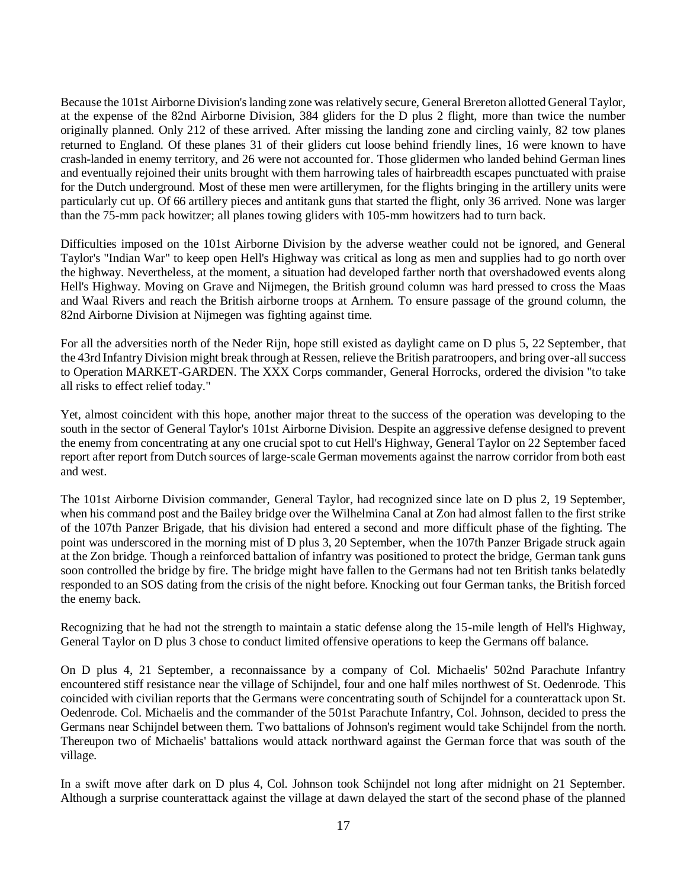Because the 101st Airborne Division's landing zone was relatively secure, General Brereton allotted General Taylor, at the expense of the 82nd Airborne Division, 384 gliders for the D plus 2 flight, more than twice the number originally planned. Only 212 of these arrived. After missing the landing zone and circling vainly, 82 tow planes returned to England. Of these planes 31 of their gliders cut loose behind friendly lines, 16 were known to have crash-landed in enemy territory, and 26 were not accounted for. Those glidermen who landed behind German lines and eventually rejoined their units brought with them harrowing tales of hairbreadth escapes punctuated with praise for the Dutch underground. Most of these men were artillerymen, for the flights bringing in the artillery units were particularly cut up. Of 66 artillery pieces and antitank guns that started the flight, only 36 arrived. None was larger than the 75-mm pack howitzer; all planes towing gliders with 105-mm howitzers had to turn back.

Difficulties imposed on the 101st Airborne Division by the adverse weather could not be ignored, and General Taylor's "Indian War" to keep open Hell's Highway was critical as long as men and supplies had to go north over the highway. Nevertheless, at the moment, a situation had developed farther north that overshadowed events along Hell's Highway. Moving on Grave and Nijmegen, the British ground column was hard pressed to cross the Maas and Waal Rivers and reach the British airborne troops at Arnhem. To ensure passage of the ground column, the 82nd Airborne Division at Nijmegen was fighting against time.

For all the adversities north of the Neder Rijn, hope still existed as daylight came on D plus 5, 22 September, that the 43rd Infantry Division might break through at Ressen, relieve the British paratroopers, and bring over-all success to Operation MARKET-GARDEN. The XXX Corps commander, General Horrocks, ordered the division "to take all risks to effect relief today."

Yet, almost coincident with this hope, another major threat to the success of the operation was developing to the south in the sector of General Taylor's 101st Airborne Division. Despite an aggressive defense designed to prevent the enemy from concentrating at any one crucial spot to cut Hell's Highway, General Taylor on 22 September faced report after report from Dutch sources of large-scale German movements against the narrow corridor from both east and west.

The 101st Airborne Division commander, General Taylor, had recognized since late on D plus 2, 19 September, when his command post and the Bailey bridge over the Wilhelmina Canal at Zon had almost fallen to the first strike of the 107th Panzer Brigade, that his division had entered a second and more difficult phase of the fighting. The point was underscored in the morning mist of D plus 3, 20 September, when the 107th Panzer Brigade struck again at the Zon bridge. Though a reinforced battalion of infantry was positioned to protect the bridge, German tank guns soon controlled the bridge by fire. The bridge might have fallen to the Germans had not ten British tanks belatedly responded to an SOS dating from the crisis of the night before. Knocking out four German tanks, the British forced the enemy back.

Recognizing that he had not the strength to maintain a static defense along the 15-mile length of Hell's Highway, General Taylor on D plus 3 chose to conduct limited offensive operations to keep the Germans off balance.

On D plus 4, 21 September, a reconnaissance by a company of Col. Michaelis' 502nd Parachute Infantry encountered stiff resistance near the village of Schijndel, four and one half miles northwest of St. Oedenrode. This coincided with civilian reports that the Germans were concentrating south of Schijndel for a counterattack upon St. Oedenrode. Col. Michaelis and the commander of the 501st Parachute Infantry, Col. Johnson, decided to press the Germans near Schijndel between them. Two battalions of Johnson's regiment would take Schijndel from the north. Thereupon two of Michaelis' battalions would attack northward against the German force that was south of the village.

In a swift move after dark on D plus 4, Col. Johnson took Schijndel not long after midnight on 21 September. Although a surprise counterattack against the village at dawn delayed the start of the second phase of the planned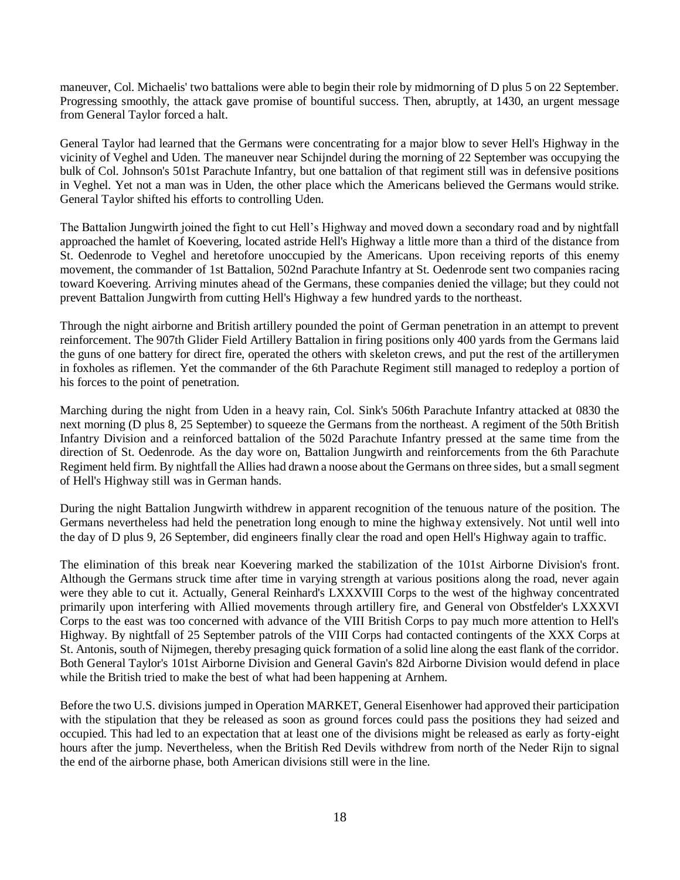maneuver, Col. Michaelis' two battalions were able to begin their role by midmorning of D plus 5 on 22 September. Progressing smoothly, the attack gave promise of bountiful success. Then, abruptly, at 1430, an urgent message from General Taylor forced a halt.

General Taylor had learned that the Germans were concentrating for a major blow to sever Hell's Highway in the vicinity of Veghel and Uden. The maneuver near Schijndel during the morning of 22 September was occupying the bulk of Col. Johnson's 501st Parachute Infantry, but one battalion of that regiment still was in defensive positions in Veghel. Yet not a man was in Uden, the other place which the Americans believed the Germans would strike. General Taylor shifted his efforts to controlling Uden.

The Battalion Jungwirth joined the fight to cut Hell's Highway and moved down a secondary road and by nightfall approached the hamlet of Koevering, located astride Hell's Highway a little more than a third of the distance from St. Oedenrode to Veghel and heretofore unoccupied by the Americans. Upon receiving reports of this enemy movement, the commander of 1st Battalion, 502nd Parachute Infantry at St. Oedenrode sent two companies racing toward Koevering. Arriving minutes ahead of the Germans, these companies denied the village; but they could not prevent Battalion Jungwirth from cutting Hell's Highway a few hundred yards to the northeast.

Through the night airborne and British artillery pounded the point of German penetration in an attempt to prevent reinforcement. The 907th Glider Field Artillery Battalion in firing positions only 400 yards from the Germans laid the guns of one battery for direct fire, operated the others with skeleton crews, and put the rest of the artillerymen in foxholes as riflemen. Yet the commander of the 6th Parachute Regiment still managed to redeploy a portion of his forces to the point of penetration.

Marching during the night from Uden in a heavy rain, Col. Sink's 506th Parachute Infantry attacked at 0830 the next morning (D plus 8, 25 September) to squeeze the Germans from the northeast. A regiment of the 50th British Infantry Division and a reinforced battalion of the 502d Parachute Infantry pressed at the same time from the direction of St. Oedenrode. As the day wore on, Battalion Jungwirth and reinforcements from the 6th Parachute Regiment held firm. By nightfall the Allies had drawn a noose about the Germans on three sides, but a small segment of Hell's Highway still was in German hands.

During the night Battalion Jungwirth withdrew in apparent recognition of the tenuous nature of the position. The Germans nevertheless had held the penetration long enough to mine the highway extensively. Not until well into the day of D plus 9, 26 September, did engineers finally clear the road and open Hell's Highway again to traffic.

The elimination of this break near Koevering marked the stabilization of the 101st Airborne Division's front. Although the Germans struck time after time in varying strength at various positions along the road, never again were they able to cut it. Actually, General Reinhard's LXXXVIII Corps to the west of the highway concentrated primarily upon interfering with Allied movements through artillery fire, and General von Obstfelder's LXXXVI Corps to the east was too concerned with advance of the VIII British Corps to pay much more attention to Hell's Highway. By nightfall of 25 September patrols of the VIII Corps had contacted contingents of the XXX Corps at St. Antonis, south of Nijmegen, thereby presaging quick formation of a solid line along the east flank of the corridor. Both General Taylor's 101st Airborne Division and General Gavin's 82d Airborne Division would defend in place while the British tried to make the best of what had been happening at Arnhem.

Before the two U.S. divisions jumped in Operation MARKET, General Eisenhower had approved their participation with the stipulation that they be released as soon as ground forces could pass the positions they had seized and occupied. This had led to an expectation that at least one of the divisions might be released as early as forty-eight hours after the jump. Nevertheless, when the British Red Devils withdrew from north of the Neder Rijn to signal the end of the airborne phase, both American divisions still were in the line.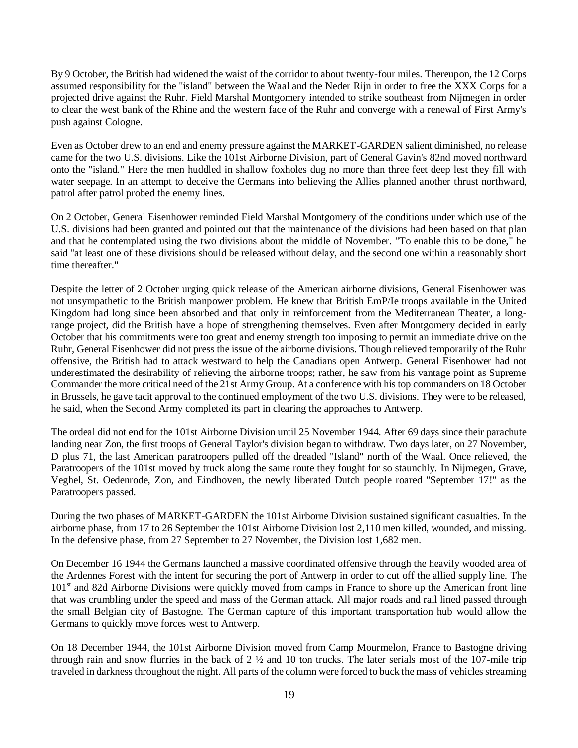By 9 October, the British had widened the waist of the corridor to about twenty-four miles. Thereupon, the 12 Corps assumed responsibility for the "island" between the Waal and the Neder Rijn in order to free the XXX Corps for a projected drive against the Ruhr. Field Marshal Montgomery intended to strike southeast from Nijmegen in order to clear the west bank of the Rhine and the western face of the Ruhr and converge with a renewal of First Army's push against Cologne.

Even as October drew to an end and enemy pressure against the MARKET-GARDEN salient diminished, no release came for the two U.S. divisions. Like the 101st Airborne Division, part of General Gavin's 82nd moved northward onto the "island." Here the men huddled in shallow foxholes dug no more than three feet deep lest they fill with water seepage. In an attempt to deceive the Germans into believing the Allies planned another thrust northward, patrol after patrol probed the enemy lines.

On 2 October, General Eisenhower reminded Field Marshal Montgomery of the conditions under which use of the U.S. divisions had been granted and pointed out that the maintenance of the divisions had been based on that plan and that he contemplated using the two divisions about the middle of November. "To enable this to be done," he said "at least one of these divisions should be released without delay, and the second one within a reasonably short time thereafter."

Despite the letter of 2 October urging quick release of the American airborne divisions, General Eisenhower was not unsympathetic to the British manpower problem. He knew that British EmP/Ie troops available in the United Kingdom had long since been absorbed and that only in reinforcement from the Mediterranean Theater, a long-range project, did the British have a hope of strengthening themselves. Even after Montgomery decided in early October that his commitments were too great and enemy strength too imposing to permit an immediate drive on the Ruhr, General Eisenhower did not press the issue of the airborne divisions. Though relieved temporarily of the Ruhr offensive, the British had to attack westward to help the Canadians open Antwerp. General Eisenhower had not underestimated the desirability of relieving the airborne troops; rather, he saw from his vantage point as Supreme Commander the more critical need of the 21st Army Group. At a conference with his top commanders on 18 October in Brussels, he gave tacit approval to the continued employment of the two U.S. divisions. They were to be released, he said, when the Second Army completed its part in clearing the approaches to Antwerp.

The ordeal did not end for the 101st Airborne Division until 25 November 1944. After 69 days since their parachute landing near Zon, the first troops of General Taylor's division began to withdraw. Two days later, on 27 November, D plus 71, the last American paratroopers pulled off the dreaded "Island" north of the Waal. Once relieved, the Paratroopers of the 101st moved by truck along the same route they fought for so staunchly. In Nijmegen, Grave, Veghel, St. Oedenrode, Zon, and Eindhoven, the newly liberated Dutch people roared "September 17!" as the Paratroopers passed.

During the two phases of MARKET-GARDEN the 101st Airborne Division sustained significant casualties. In the airborne phase, from 17 to 26 September the 101st Airborne Division lost 2,110 men killed, wounded, and missing. In the defensive phase, from 27 September to 27 November, the Division lost 1,682 men.

On December 16 1944 the Germans launched a massive coordinated offensive through the heavily wooded area of the Ardennes Forest with the intent for securing the port of Antwerp in order to cut off the allied supply line. The 101st and 82d Airborne Divisions were quickly moved from camps in France to shore up the American front line that was crumbling under the speed and mass of the German attack. All major roads and rail lined passed through the small Belgian city of Bastogne. The German capture of this important transportation hub would allow the Germans to quickly move forces west to Antwerp.

On 18 December 1944, the 101st Airborne Division moved from Camp Mourmelon, France to Bastogne driving through rain and snow flurries in the back of 2 ½ and 10 ton trucks. The later serials most of the 107-mile trip traveled in darkness throughout the night. All parts of the column were forced to buck the mass of vehicles streaming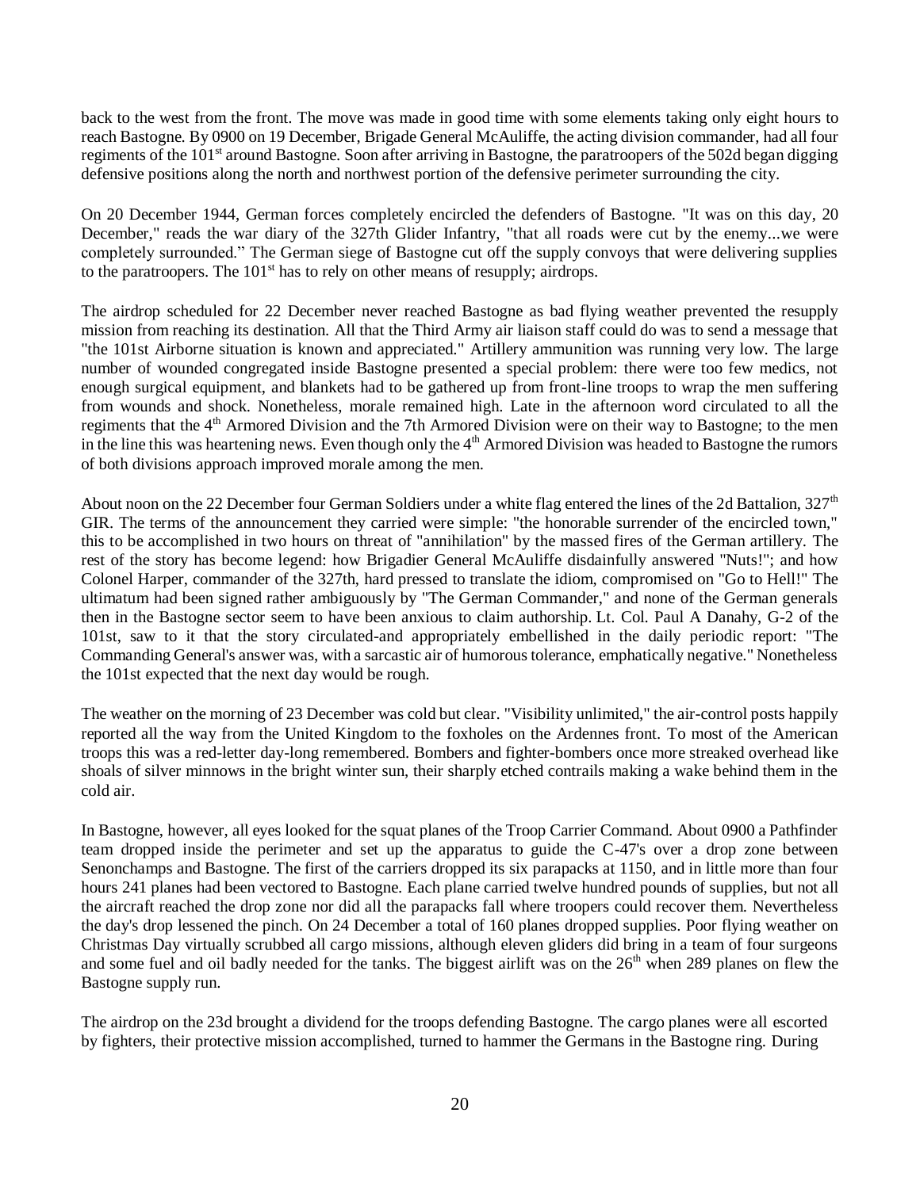back to the west from the front. The move was made in good time with some elements taking only eight hours to reach Bastogne. By 0900 on 19 December, Brigade General McAuliffe, the acting division commander, had all four regiments of the 101st around Bastogne. Soon after arriving in Bastogne, the paratroopers of the 502d began digging defensive positions along the north and northwest portion of the defensive perimeter surrounding the city.

On 20 December 1944, German forces completely encircled the defenders of Bastogne. "It was on this day, 20 December," reads the war diary of the 327th Glider Infantry, "that all roads were cut by the enemy...we were completely surrounded." The German siege of Bastogne cut off the supply convoys that were delivering supplies to the paratroopers. The 101st has to rely on other means of resupply; airdrops.

The airdrop scheduled for 22 December never reached Bastogne as bad flying weather prevented the resupply mission from reaching its destination. All that the Third Army air liaison staff could do was to send a message that "the 101st Airborne situation is known and appreciated." Artillery ammunition was running very low. The large number of wounded congregated inside Bastogne presented a special problem: there were too few medics, not enough surgical equipment, and blankets had to be gathered up from front-line troops to wrap the men suffering from wounds and shock. Nonetheless, morale remained high. Late in the afternoon word circulated to all the regiments that the 4th Armored Division and the 7th Armored Division were on their way to Bastogne; to the men in the line this was heartening news. Even though only the 4th Armored Division was headed to Bastogne the rumors of both divisions approach improved morale among the men.

About noon on the 22 December four German Soldiers under a white flag entered the lines of the 2d Battalion, 327th GIR. The terms of the announcement they carried were simple: "the honorable surrender of the encircled town," this to be accomplished in two hours on threat of "annihilation" by the massed fires of the German artillery. The rest of the story has become legend: how Brigadier General McAuliffe disdainfully answered "Nuts!"; and how Colonel Harper, commander of the 327th, hard pressed to translate the idiom, compromised on "Go to Hell!" The ultimatum had been signed rather ambiguously by "The German Commander," and none of the German generals then in the Bastogne sector seem to have been anxious to claim authorship. Lt. Col. Paul A Danahy, G-2 of the 101st, saw to it that the story circulated-and appropriately embellished in the daily periodic report: "The Commanding General's answer was, with a sarcastic air of humorous tolerance, emphatically negative." Nonetheless the 101st expected that the next day would be rough.

The weather on the morning of 23 December was cold but clear. "Visibility unlimited," the air-control posts happily reported all the way from the United Kingdom to the foxholes on the Ardennes front. To most of the American troops this was a red-letter day-long remembered. Bombers and fighter-bombers once more streaked overhead like shoals of silver minnows in the bright winter sun, their sharply etched contrails making a wake behind them in the cold air.

In Bastogne, however, all eyes looked for the squat planes of the Troop Carrier Command. About 0900 a Pathfinder team dropped inside the perimeter and set up the apparatus to guide the C-47's over a drop zone between Senonchamps and Bastogne. The first of the carriers dropped its six parapacks at 1150, and in little more than four hours 241 planes had been vectored to Bastogne. Each plane carried twelve hundred pounds of supplies, but not all the aircraft reached the drop zone nor did all the parapacks fall where troopers could recover them. Nevertheless the day's drop lessened the pinch. On 24 December a total of 160 planes dropped supplies. Poor flying weather on Christmas Day virtually scrubbed all cargo missions, although eleven gliders did bring in a team of four surgeons and some fuel and oil badly needed for the tanks. The biggest airlift was on the 26th when 289 planes on flew the Bastogne supply run.

The airdrop on the 23d brought a dividend for the troops defending Bastogne. The cargo planes were all escorted by fighters, their protective mission accomplished, turned to hammer the Germans in the Bastogne ring. During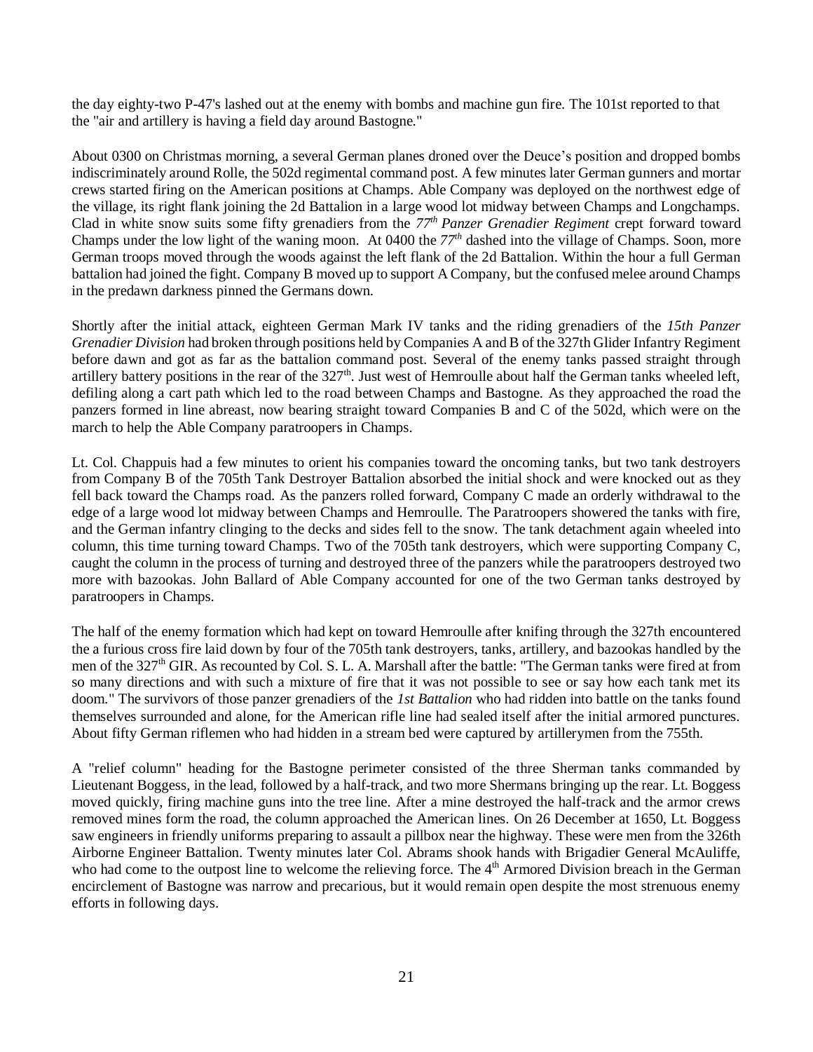the day eighty-two P-47's lashed out at the enemy with bombs and machine gun fire. The 101st reported to that the "air and artillery is having a field day around Bastogne."

About 0300 on Christmas morning, a several German planes droned over the Deuce's position and dropped bombs indiscriminately around Rolle, the 502d regimental command post. A few minutes later German gunners and mortar crews started firing on the American positions at Champs. Able Company was deployed on the northwest edge of the village, its right flank joining the 2d Battalion in a large wood lot midway between Champs and Longchamps. Clad in white snow suits some fifty grenadiers from the *77th Panzer Grenadier Regiment* crept forward toward Champs under the low light of the waning moon. At 0400 the *77th* dashed into the village of Champs. Soon, more German troops moved through the woods against the left flank of the 2d Battalion. Within the hour a full German battalion had joined the fight. Company B moved up to support A Company, but the confused melee around Champs in the predawn darkness pinned the Germans down.

Shortly after the initial attack, eighteen German Mark IV tanks and the riding grenadiers of the *15th Panzer Grenadier Division* had broken through positions held by Companies A and B of the 327th Glider Infantry Regiment before dawn and got as far as the battalion command post. Several of the enemy tanks passed straight through artillery battery positions in the rear of the 327th. Just west of Hemroulle about half the German tanks wheeled left, defiling along a cart path which led to the road between Champs and Bastogne. As they approached the road the panzers formed in line abreast, now bearing straight toward Companies B and C of the 502d, which were on the march to help the Able Company paratroopers in Champs.

Lt. Col. Chappuis had a few minutes to orient his companies toward the oncoming tanks, but two tank destroyers from Company B of the 705th Tank Destroyer Battalion absorbed the initial shock and were knocked out as they fell back toward the Champs road. As the panzers rolled forward, Company C made an orderly withdrawal to the edge of a large wood lot midway between Champs and Hemroulle. The Paratroopers showered the tanks with fire, and the German infantry clinging to the decks and sides fell to the snow. The tank detachment again wheeled into column, this time turning toward Champs. Two of the 705th tank destroyers, which were supporting Company C, caught the column in the process of turning and destroyed three of the panzers while the paratroopers destroyed two more with bazookas. John Ballard of Able Company accounted for one of the two German tanks destroyed by paratroopers in Champs.

The half of the enemy formation which had kept on toward Hemroulle after knifing through the 327th encountered the a furious cross fire laid down by four of the 705th tank destroyers, tanks, artillery, and bazookas handled by the men of the 327th GIR. As recounted by Col. S. L. A. Marshall after the battle: "The German tanks were fired at from so many directions and with such a mixture of fire that it was not possible to see or say how each tank met its doom." The survivors of those panzer grenadiers of the *1st Battalion* who had ridden into battle on the tanks found themselves surrounded and alone, for the American rifle line had sealed itself after the initial armored punctures. About fifty German riflemen who had hidden in a stream bed were captured by artillerymen from the 755th.

A "relief column" heading for the Bastogne perimeter consisted of the three Sherman tanks commanded by Lieutenant Boggess, in the lead, followed by a half-track, and two more Shermans bringing up the rear. Lt. Boggess moved quickly, firing machine guns into the tree line. After a mine destroyed the half-track and the armor crews removed mines form the road, the column approached the American lines. On 26 December at 1650, Lt. Boggess saw engineers in friendly uniforms preparing to assault a pillbox near the highway. These were men from the 326th Airborne Engineer Battalion. Twenty minutes later Col. Abrams shook hands with Brigadier General McAuliffe, who had come to the outpost line to welcome the relieving force. The 4th Armored Division breach in the German encirclement of Bastogne was narrow and precarious, but it would remain open despite the most strenuous enemy efforts in following days.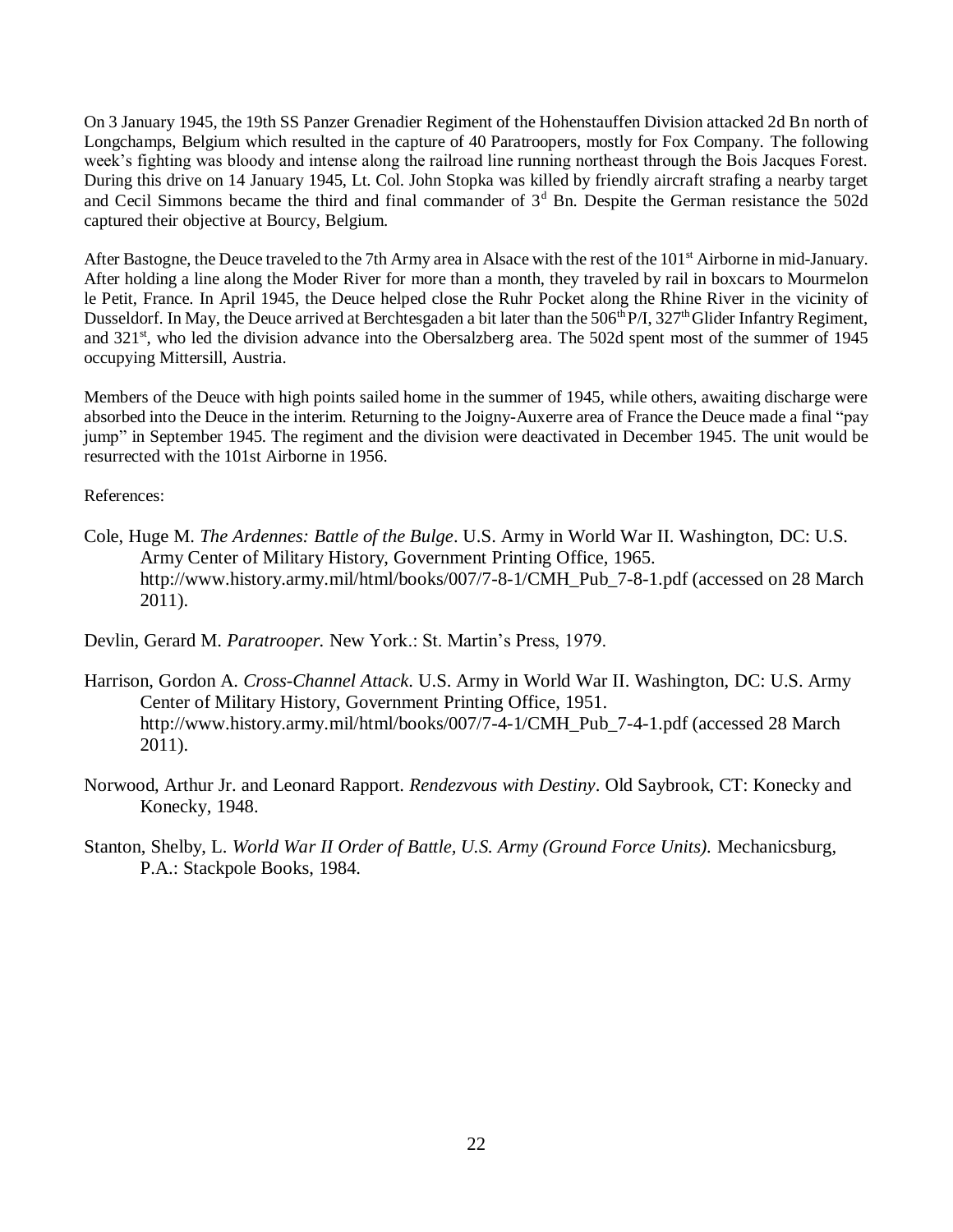On 3 January 1945, the 19th SS Panzer Grenadier Regiment of the Hohenstauffen Division attacked 2d Bn north of Longchamps, Belgium which resulted in the capture of 40 Paratroopers, mostly for Fox Company. The following week's fighting was bloody and intense along the railroad line running northeast through the Bois Jacques Forest. During this drive on 14 January 1945, Lt. Col. John Stopka was killed by friendly aircraft strafing a nearby target and Cecil Simmons became the third and final commander of 3d Bn. Despite the German resistance the 502d captured their objective at Bourcy, Belgium.

After Bastogne, the Deuce traveled to the 7th Army area in Alsace with the rest of the 101st Airborne in mid-January. After holding a line along the Moder River for more than a month, they traveled by rail in boxcars to Mourmelon le Petit, France. In April 1945, the Deuce helped close the Ruhr Pocket along the Rhine River in the vicinity of Dusseldorf. In May, the Deuce arrived at Berchtesgaden a bit later than the 506th P/I, 327th Glider Infantry Regiment, and 321st, who led the division advance into the Obersalzberg area. The 502d spent most of the summer of 1945 occupying Mittersill, Austria.

Members of the Deuce with high points sailed home in the summer of 1945, while others, awaiting discharge were absorbed into the Deuce in the interim. Returning to the Joigny-Auxerre area of France the Deuce made a final "pay jump" in September 1945. The regiment and the division were deactivated in December 1945. The unit would be resurrected with the 101st Airborne in 1956.

References:

Cole, Huge M. *The Ardennes: Battle of the Bulge*. U.S. Army in World War II. Washington, DC: U.S. Army Center of Military History, Government Printing Office, 1965. http://www.history.army.mil/html/books/007/7-8-1/CMH_Pub_7-8-1.pdf (accessed on 28 March 2011).

Devlin, Gerard M. *Paratrooper.* New York.: St. Martin's Press, 1979.

Harrison, Gordon A. *Cross-Channel Attack*. U.S. Army in World War II. Washington, DC: U.S. Army Center of Military History, Government Printing Office, 1951. http://www.history.army.mil/html/books/007/7-4-1/CMH_Pub_7-4-1.pdf (accessed 28 March 2011).

Norwood, Arthur Jr. and Leonard Rapport. *Rendezvous with Destiny*. Old Saybrook, CT: Konecky and Konecky, 1948.

Stanton, Shelby, L. *World War II Order of Battle, U.S. Army (Ground Force Units).* Mechanicsburg, P.A.: Stackpole Books, 1984.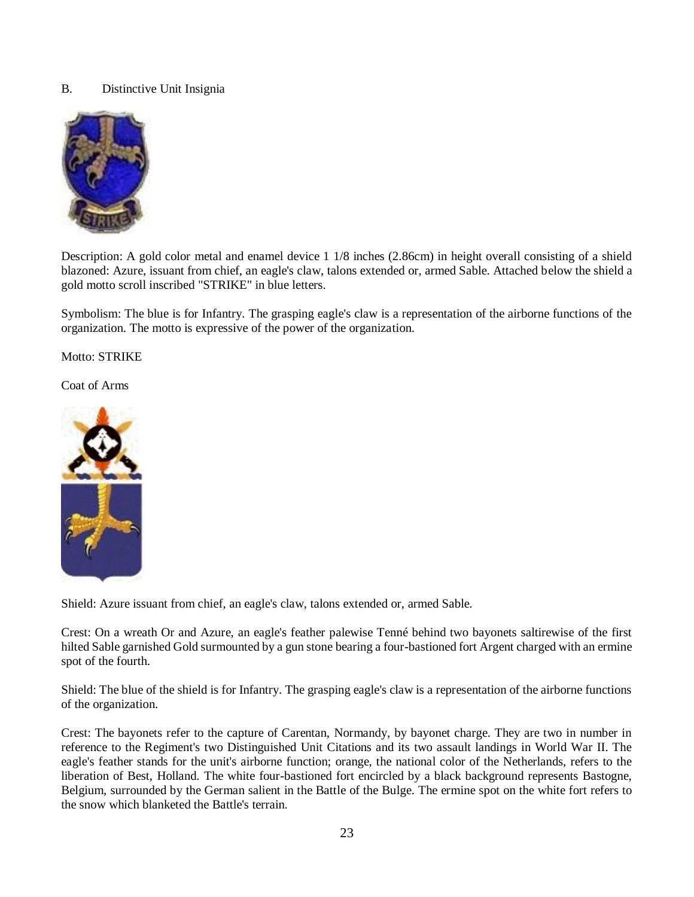B. Distinctive Unit Insignia

Description: A gold color metal and enamel device 1 1/8 inches (2.86cm) in height overall consisting of a shield blazoned: Azure, issuant from chief, an eagle's claw, talons extended or, armed Sable. Attached below the shield a gold motto scroll inscribed "STRIKE" in blue letters.

Symbolism: The blue is for Infantry. The grasping eagle's claw is a representation of the airborne functions of the organization. The motto is expressive of the power of the organization.

Motto: STRIKE

Coat of Arms

Shield: Azure issuant from chief, an eagle's claw, talons extended or, armed Sable.

Crest: On a wreath Or and Azure, an eagle's feather palewise Tenné behind two bayonets saltirewise of the first hilted Sable garnished Gold surmounted by a gun stone bearing a four-bastioned fort Argent charged with an ermine spot of the fourth.

Shield: The blue of the shield is for Infantry. The grasping eagle's claw is a representation of the airborne functions of the organization.

Crest: The bayonets refer to the capture of Carentan, Normandy, by bayonet charge. They are two in number in reference to the Regiment's two Distinguished Unit Citations and its two assault landings in World War II. The eagle's feather stands for the unit's airborne function; orange, the national color of the Netherlands, refers to the liberation of Best, Holland. The white four-bastioned fort encircled by a black background represents Bastogne, Belgium, surrounded by the German salient in the Battle of the Bulge. The ermine spot on the white fort refers to the snow which blanketed the Battle's terrain.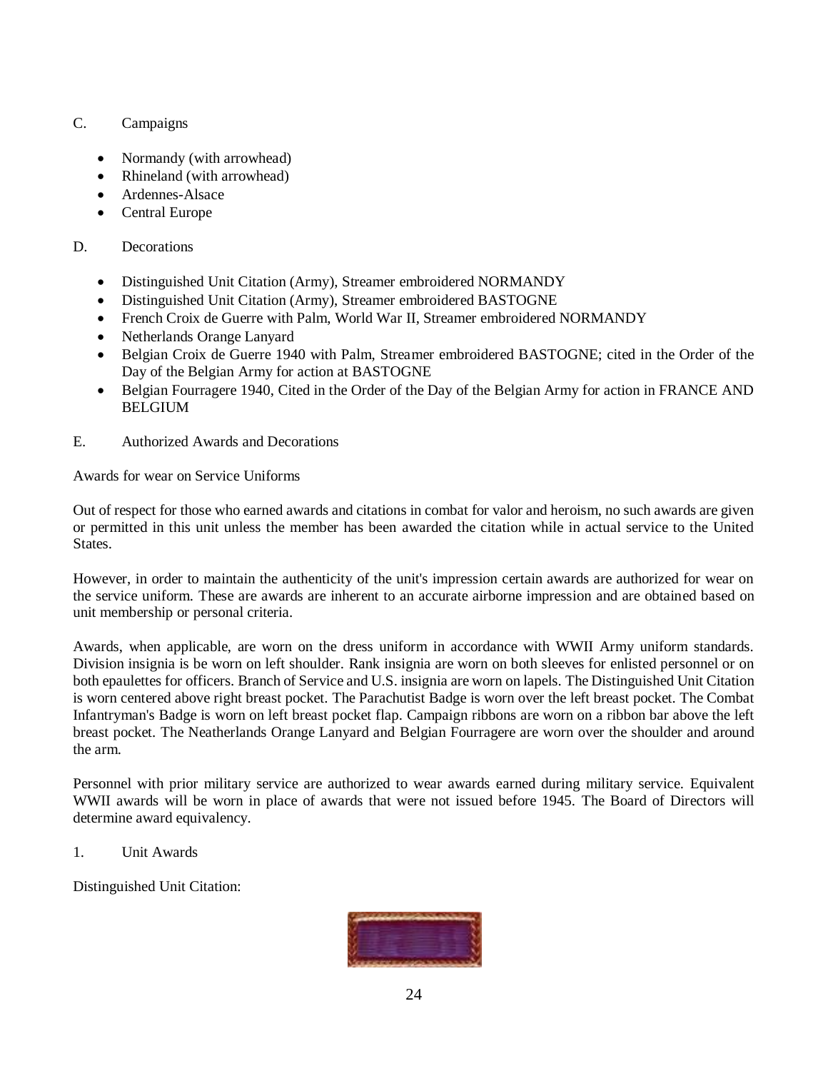C. Campaigns

- Normandy (with arrowhead)
- Rhineland (with arrowhead)
- Ardennes-Alsace
- Central Europe

D. Decorations

- Distinguished Unit Citation (Army), Streamer embroidered NORMANDY
- Distinguished Unit Citation (Army), Streamer embroidered BASTOGNE
- French Croix de Guerre with Palm, World War II, Streamer embroidered NORMANDY
- Netherlands Orange Lanyard
- Belgian Croix de Guerre 1940 with Palm, Streamer embroidered BASTOGNE; cited in the Order of the Day of the Belgian Army for action at BASTOGNE
- Belgian Fourragere 1940, Cited in the Order of the Day of the Belgian Army for action in FRANCE AND BELGIUM

E. Authorized Awards and Decorations

Awards for wear on Service Uniforms

Out of respect for those who earned awards and citations in combat for valor and heroism, no such awards are given or permitted in this unit unless the member has been awarded the citation while in actual service to the United States.

However, in order to maintain the authenticity of the unit's impression certain awards are authorized for wear on the service uniform. These are awards are inherent to an accurate airborne impression and are obtained based on unit membership or personal criteria.

Awards, when applicable, are worn on the dress uniform in accordance with WWII Army uniform standards. Division insignia is be worn on left shoulder. Rank insignia are worn on both sleeves for enlisted personnel or on both epaulettes for officers. Branch of Service and U.S. insignia are worn on lapels. The Distinguished Unit Citation is worn centered above right breast pocket. The Parachutist Badge is worn over the left breast pocket. The Combat Infantryman's Badge is worn on left breast pocket flap. Campaign ribbons are worn on a ribbon bar above the left breast pocket. The Neatherlands Orange Lanyard and Belgian Fourragere are worn over the shoulder and around the arm.

Personnel with prior military service are authorized to wear awards earned during military service. Equivalent WWII awards will be worn in place of awards that were not issued before 1945. The Board of Directors will determine award equivalency.

1. Unit Awards

Distinguished Unit Citation: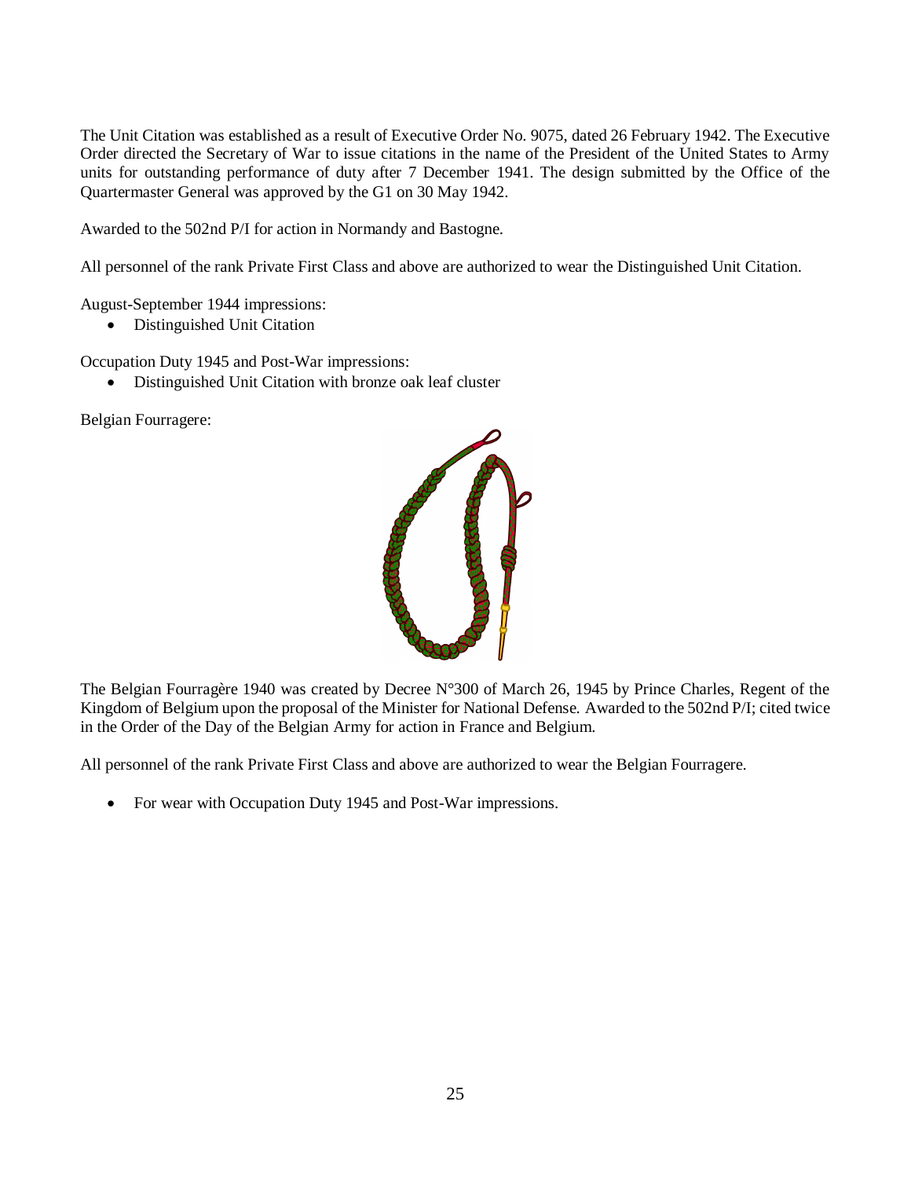The Unit Citation was established as a result of Executive Order No. 9075, dated 26 February 1942. The Executive Order directed the Secretary of War to issue citations in the name of the President of the United States to Army units for outstanding performance of duty after 7 December 1941. The design submitted by the Office of the Quartermaster General was approved by the G1 on 30 May 1942.

Awarded to the 502nd P/I for action in Normandy and Bastogne.

All personnel of the rank Private First Class and above are authorized to wear the Distinguished Unit Citation.

August-September 1944 impressions:

- Distinguished Unit Citation

Occupation Duty 1945 and Post-War impressions:

- Distinguished Unit Citation with bronze oak leaf cluster

Belgian Fourragere:

The Belgian Fourragère 1940 was created by Decree N°300 of March 26, 1945 by Prince Charles, Regent of the Kingdom of Belgium upon the proposal of the Minister for National Defense. Awarded to the 502nd P/I; cited twice in the Order of the Day of the Belgian Army for action in France and Belgium.

All personnel of the rank Private First Class and above are authorized to wear the Belgian Fourragere.

- For wear with Occupation Duty 1945 and Post-War impressions.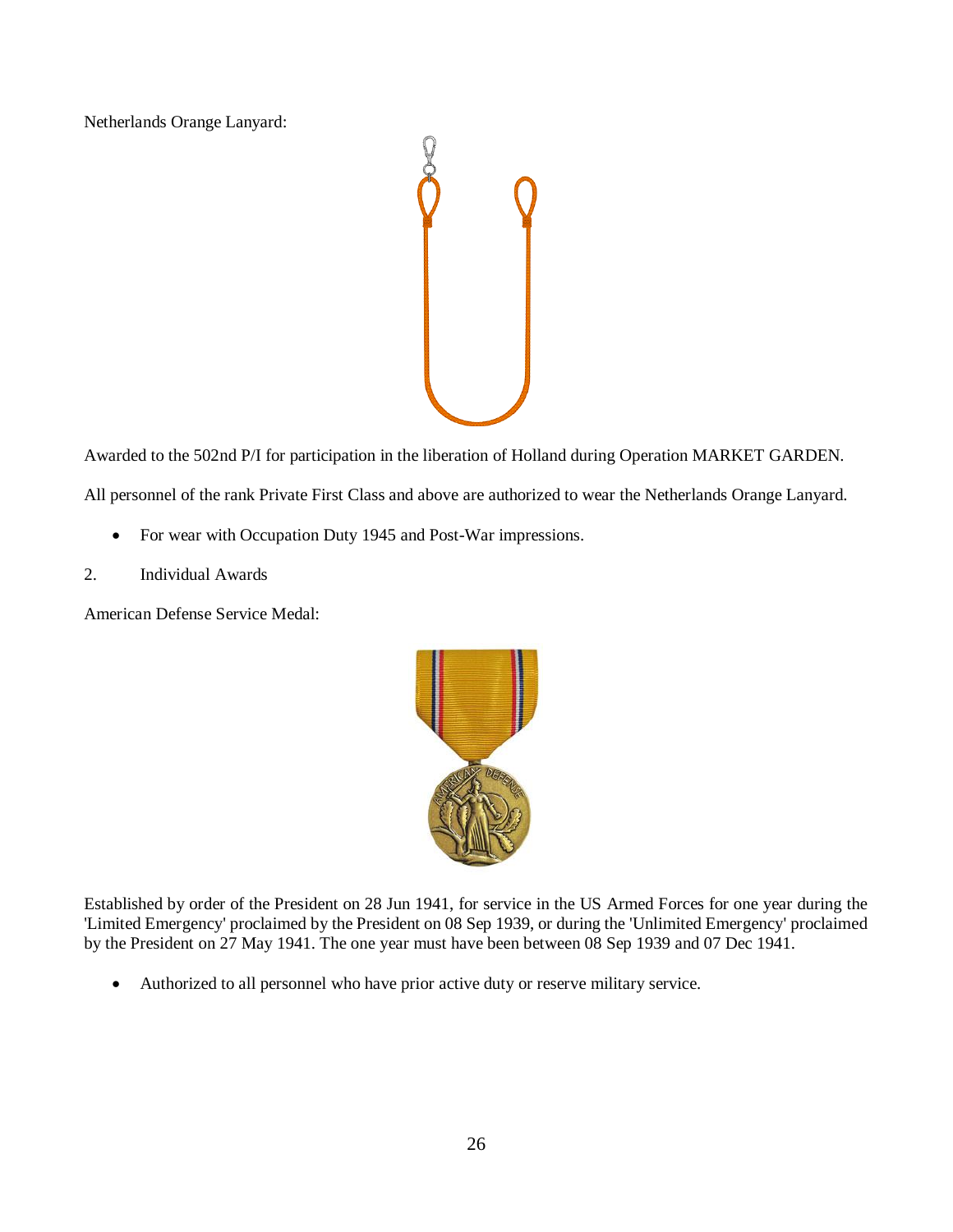Netherlands Orange Lanyard:

Awarded to the 502nd P/I for participation in the liberation of Holland during Operation MARKET GARDEN.

All personnel of the rank Private First Class and above are authorized to wear the Netherlands Orange Lanyard.

- For wear with Occupation Duty 1945 and Post-War impressions.

2. Individual Awards

American Defense Service Medal:

Established by order of the President on 28 Jun 1941, for service in the US Armed Forces for one year during the 'Limited Emergency' proclaimed by the President on 08 Sep 1939, or during the 'Unlimited Emergency' proclaimed by the President on 27 May 1941. The one year must have been between 08 Sep 1939 and 07 Dec 1941.

- Authorized to all personnel who have prior active duty or reserve military service.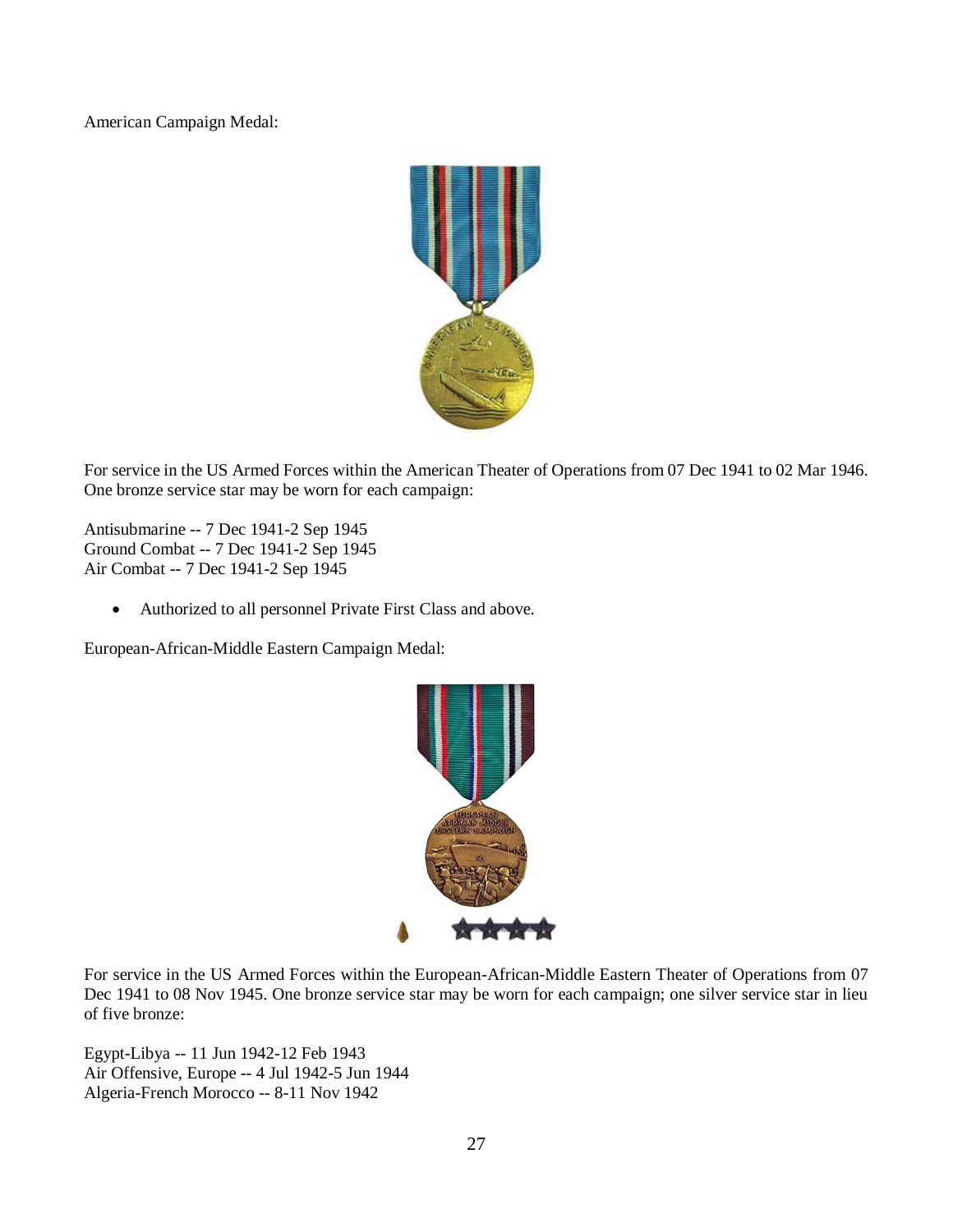American Campaign Medal:

For service in the US Armed Forces within the American Theater of Operations from 07 Dec 1941 to 02 Mar 1946. One bronze service star may be worn for each campaign:

Antisubmarine -- 7 Dec 1941-2 Sep 1945
Ground Combat -- 7 Dec 1941-2 Sep 1945
Air Combat -- 7 Dec 1941-2 Sep 1945

- Authorized to all personnel Private First Class and above.

European-African-Middle Eastern Campaign Medal:

For service in the US Armed Forces within the European-African-Middle Eastern Theater of Operations from 07 Dec 1941 to 08 Nov 1945. One bronze service star may be worn for each campaign; one silver service star in lieu of five bronze:

Egypt-Libya -- 11 Jun 1942-12 Feb 1943
Air Offensive, Europe -- 4 Jul 1942-5 Jun 1944
Algeria-French Morocco -- 8-11 Nov 1942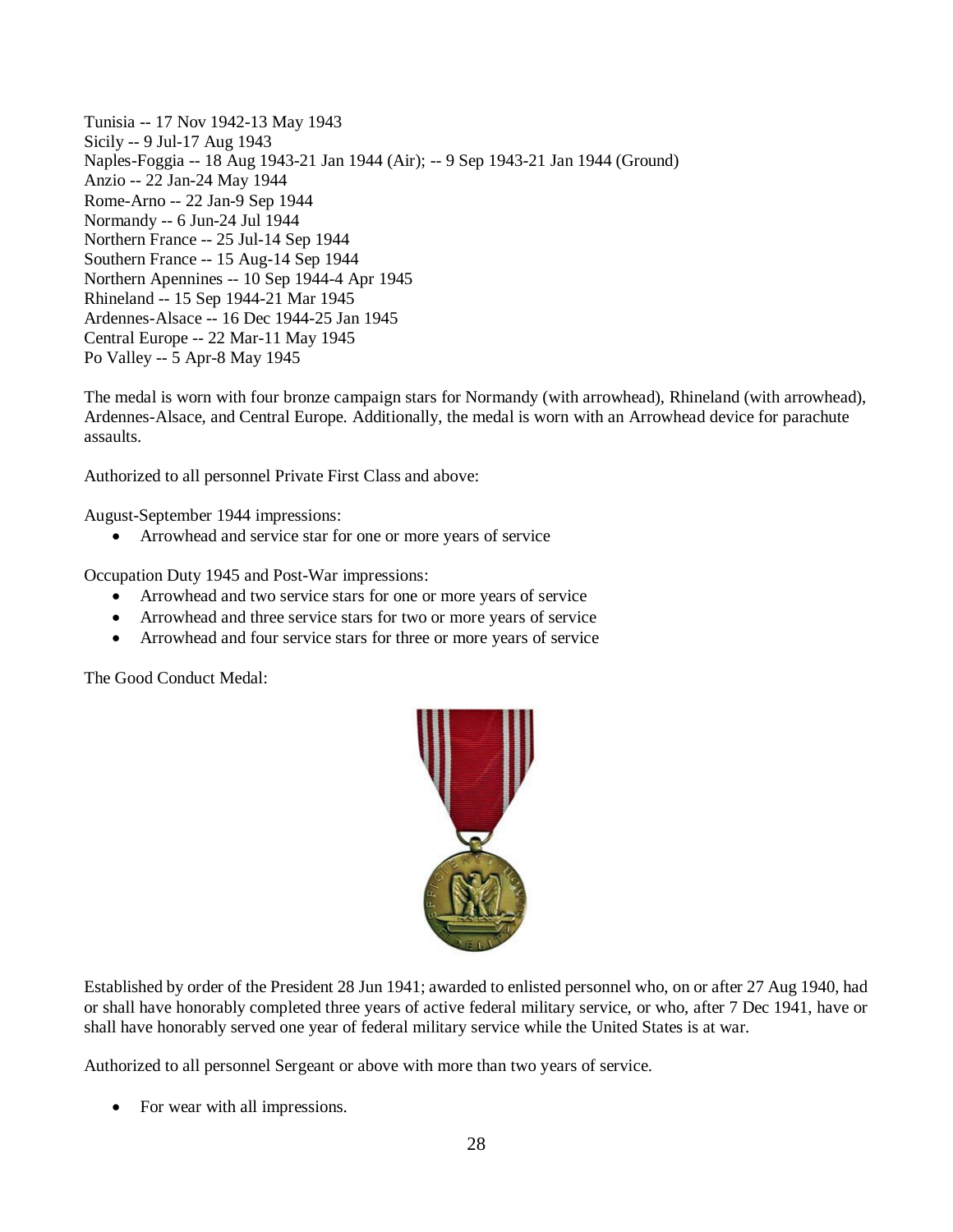Tunisia -- 17 Nov 1942-13 May 1943
Sicily -- 9 Jul-17 Aug 1943
Naples-Foggia -- 18 Aug 1943-21 Jan 1944 (Air); -- 9 Sep 1943-21 Jan 1944 (Ground)
Anzio -- 22 Jan-24 May 1944
Rome-Arno -- 22 Jan-9 Sep 1944
Normandy -- 6 Jun-24 Jul 1944
Northern France -- 25 Jul-14 Sep 1944
Southern France -- 15 Aug-14 Sep 1944
Northern Apennines -- 10 Sep 1944-4 Apr 1945
Rhineland -- 15 Sep 1944-21 Mar 1945
Ardennes-Alsace -- 16 Dec 1944-25 Jan 1945
Central Europe -- 22 Mar-11 May 1945
Po Valley -- 5 Apr-8 May 1945

The medal is worn with four bronze campaign stars for Normandy (with arrowhead), Rhineland (with arrowhead), Ardennes-Alsace, and Central Europe. Additionally, the medal is worn with an Arrowhead device for parachute assaults.

Authorized to all personnel Private First Class and above:

August-September 1944 impressions:

- Arrowhead and service star for one or more years of service

Occupation Duty 1945 and Post-War impressions:

- Arrowhead and two service stars for one or more years of service
- Arrowhead and three service stars for two or more years of service
- Arrowhead and four service stars for three or more years of service

The Good Conduct Medal:

Established by order of the President 28 Jun 1941; awarded to enlisted personnel who, on or after 27 Aug 1940, had or shall have honorably completed three years of active federal military service, or who, after 7 Dec 1941, have or shall have honorably served one year of federal military service while the United States is at war.

Authorized to all personnel Sergeant or above with more than two years of service.

- For wear with all impressions.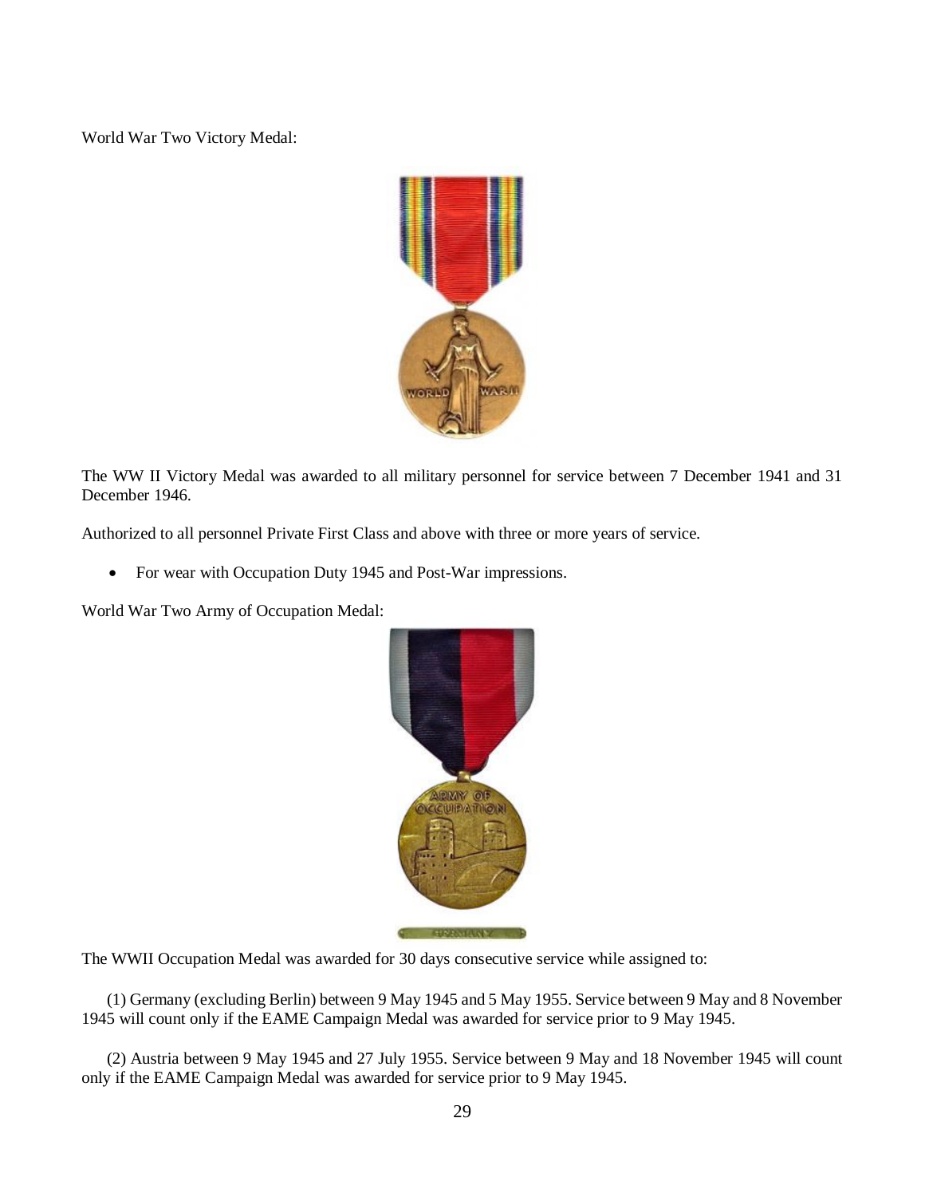World War Two Victory Medal:

The WW II Victory Medal was awarded to all military personnel for service between 7 December 1941 and 31 December 1946.

Authorized to all personnel Private First Class and above with three or more years of service.

- For wear with Occupation Duty 1945 and Post-War impressions.

World War Two Army of Occupation Medal:

The WWII Occupation Medal was awarded for 30 days consecutive service while assigned to:

(1) Germany (excluding Berlin) between 9 May 1945 and 5 May 1955. Service between 9 May and 8 November 1945 will count only if the EAME Campaign Medal was awarded for service prior to 9 May 1945.

(2) Austria between 9 May 1945 and 27 July 1955. Service between 9 May and 18 November 1945 will count only if the EAME Campaign Medal was awarded for service prior to 9 May 1945.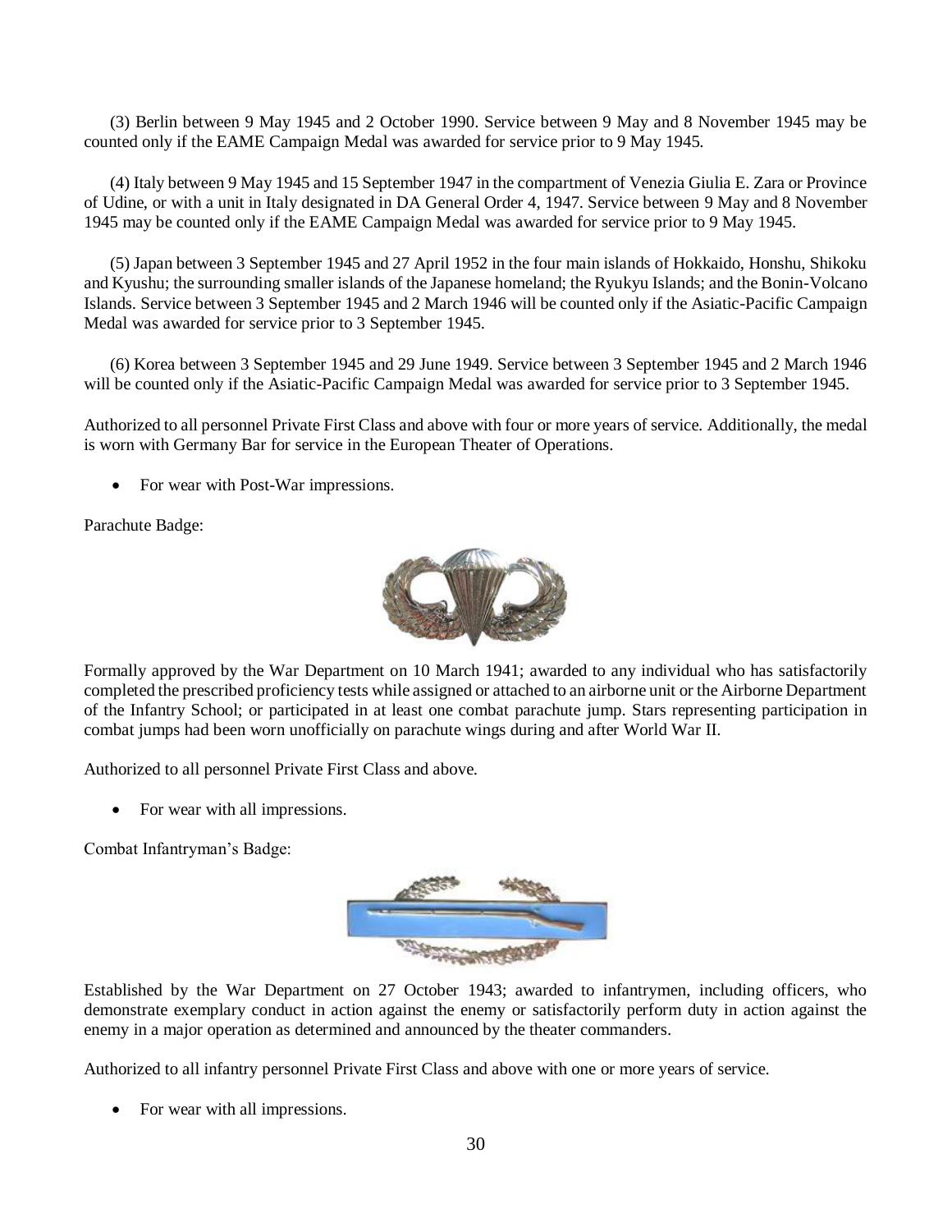(3) Berlin between 9 May 1945 and 2 October 1990. Service between 9 May and 8 November 1945 may be counted only if the EAME Campaign Medal was awarded for service prior to 9 May 1945.

(4) Italy between 9 May 1945 and 15 September 1947 in the compartment of Venezia Giulia E. Zara or Province of Udine, or with a unit in Italy designated in DA General Order 4, 1947. Service between 9 May and 8 November 1945 may be counted only if the EAME Campaign Medal was awarded for service prior to 9 May 1945.

(5) Japan between 3 September 1945 and 27 April 1952 in the four main islands of Hokkaido, Honshu, Shikoku and Kyushu; the surrounding smaller islands of the Japanese homeland; the Ryukyu Islands; and the Bonin-Volcano Islands. Service between 3 September 1945 and 2 March 1946 will be counted only if the Asiatic-Pacific Campaign Medal was awarded for service prior to 3 September 1945.

(6) Korea between 3 September 1945 and 29 June 1949. Service between 3 September 1945 and 2 March 1946 will be counted only if the Asiatic-Pacific Campaign Medal was awarded for service prior to 3 September 1945.

Authorized to all personnel Private First Class and above with four or more years of service. Additionally, the medal is worn with Germany Bar for service in the European Theater of Operations.

- For wear with Post-War impressions.

Parachute Badge:

Formally approved by the War Department on 10 March 1941; awarded to any individual who has satisfactorily completed the prescribed proficiency tests while assigned or attached to an airborne unit or the Airborne Department of the Infantry School; or participated in at least one combat parachute jump. Stars representing participation in combat jumps had been worn unofficially on parachute wings during and after World War II.

Authorized to all personnel Private First Class and above.

- For wear with all impressions.

Combat Infantryman's Badge:

Established by the War Department on 27 October 1943; awarded to infantrymen, including officers, who demonstrate exemplary conduct in action against the enemy or satisfactorily perform duty in action against the enemy in a major operation as determined and announced by the theater commanders.

Authorized to all infantry personnel Private First Class and above with one or more years of service.

- For wear with all impressions.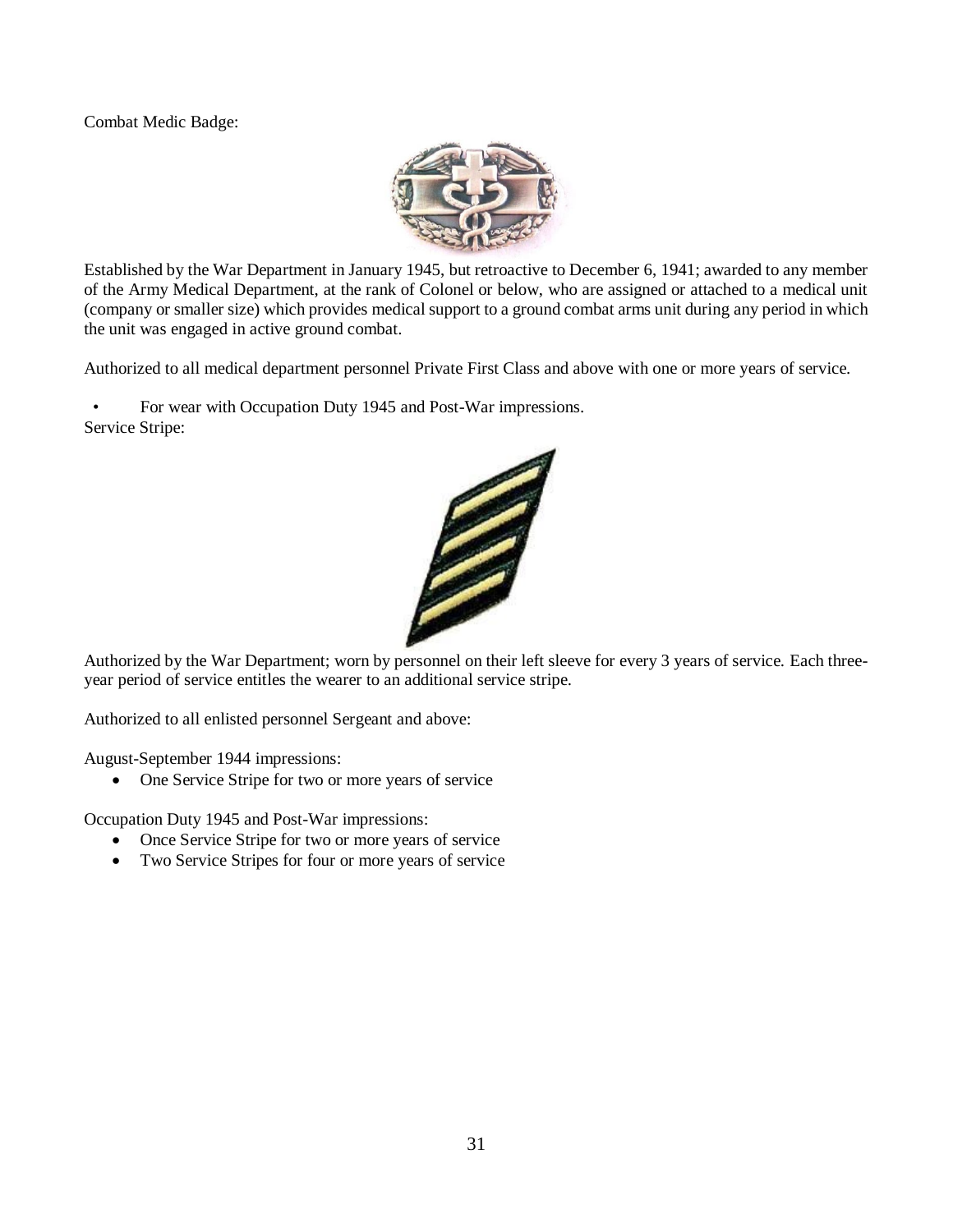Combat Medic Badge:

Established by the War Department in January 1945, but retroactive to December 6, 1941; awarded to any member of the Army Medical Department, at the rank of Colonel or below, who are assigned or attached to a medical unit (company or smaller size) which provides medical support to a ground combat arms unit during any period in which the unit was engaged in active ground combat.

Authorized to all medical department personnel Private First Class and above with one or more years of service.

- For wear with Occupation Duty 1945 and Post-War impressions.

Service Stripe:

Authorized by the War Department; worn by personnel on their left sleeve for every 3 years of service. Each three-year period of service entitles the wearer to an additional service stripe.

Authorized to all enlisted personnel Sergeant and above:

August-September 1944 impressions:

- One Service Stripe for two or more years of service

Occupation Duty 1945 and Post-War impressions:

- Once Service Stripe for two or more years of service
- Two Service Stripes for four or more years of service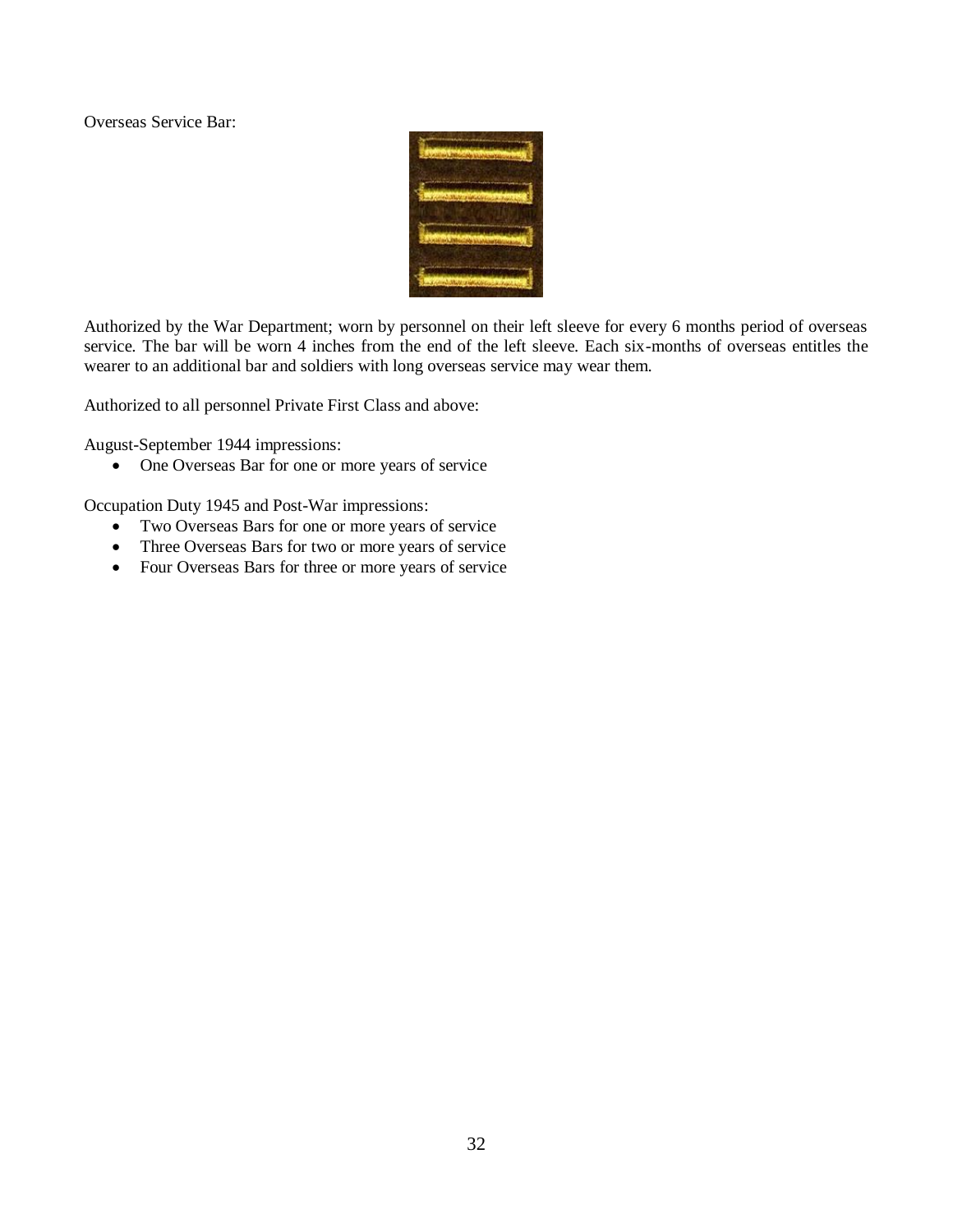Overseas Service Bar:

Authorized by the War Department; worn by personnel on their left sleeve for every 6 months period of overseas service. The bar will be worn 4 inches from the end of the left sleeve. Each six-months of overseas entitles the wearer to an additional bar and soldiers with long overseas service may wear them.

Authorized to all personnel Private First Class and above:

August-September 1944 impressions:

- One Overseas Bar for one or more years of service

Occupation Duty 1945 and Post-War impressions:

- Two Overseas Bars for one or more years of service
- Three Overseas Bars for two or more years of service
- Four Overseas Bars for three or more years of service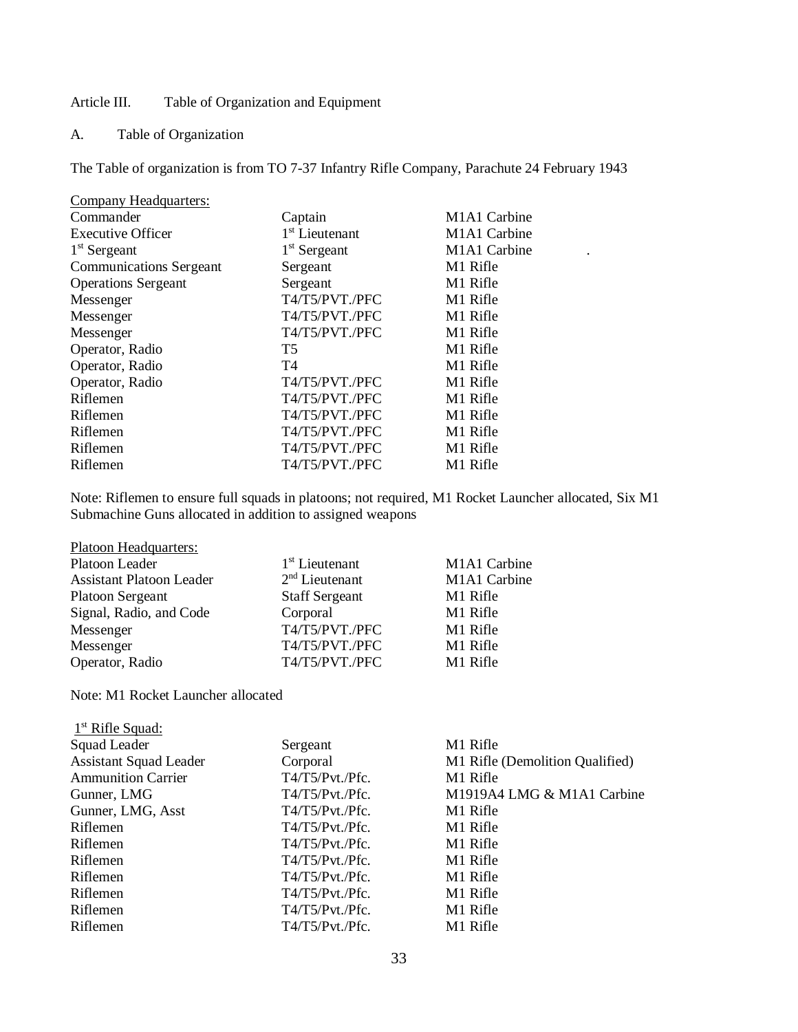Article III. Table of Organization and Equipment

A. Table of Organization

The Table of organization is from TO 7-37 Infantry Rifle Company, Parachute 24 February 1943

| Company Headquarters: | | |
|---|---|---|
| Commander | Captain | M1A1 Carbine |
| Executive Officer | 1st Lieutenant | M1A1 Carbine |
| 1st Sergeant | 1st Sergeant | M1A1 Carbine |
| Communications Sergeant | Sergeant | M1 Rifle |
| Operations Sergeant | Sergeant | M1 Rifle |
| Messenger | T4/T5/PVT./PFC | M1 Rifle |
| Messenger | T4/T5/PVT./PFC | M1 Rifle |
| Messenger | T4/T5/PVT./PFC | M1 Rifle |
| Operator, Radio | T5 | M1 Rifle |
| Operator, Radio | T4 | M1 Rifle |
| Operator, Radio | T4/T5/PVT./PFC | M1 Rifle |
| Riflemen | T4/T5/PVT./PFC | M1 Rifle |
| Riflemen | T4/T5/PVT./PFC | M1 Rifle |
| Riflemen | T4/T5/PVT./PFC | M1 Rifle |
| Riflemen | T4/T5/PVT./PFC | M1 Rifle |
| Riflemen | T4/T5/PVT./PFC | M1 Rifle |

Note: Riflemen to ensure full squads in platoons; not required, M1 Rocket Launcher allocated, Six M1 Submachine Guns allocated in addition to assigned weapons

| Platoon Headquarters: | | |
|---|---|---|
| Platoon Leader | 1st Lieutenant | M1A1 Carbine |
| Assistant Platoon Leader | 2nd Lieutenant | M1A1 Carbine |
| Platoon Sergeant | Staff Sergeant | M1 Rifle |
| Signal, Radio, and Code | Corporal | M1 Rifle |
| Messenger | T4/T5/PVT./PFC | M1 Rifle |
| Messenger | T4/T5/PVT./PFC | M1 Rifle |
| Operator, Radio | T4/T5/PVT./PFC | M1 Rifle |

Note: M1 Rocket Launcher allocated

| 1st Rifle Squad: | | |
|---|---|---|
| Squad Leader | Sergeant | M1 Rifle |
| Assistant Squad Leader | Corporal | M1 Rifle (Demolition Qualified) |
| Ammunition Carrier | T4/T5/Pvt./Pfc. | M1 Rifle |
| Gunner, LMG | T4/T5/Pvt./Pfc. | M1919A4 LMG & M1A1 Carbine |
| Gunner, LMG, Asst | T4/T5/Pvt./Pfc. | M1 Rifle |
| Riflemen | T4/T5/Pvt./Pfc. | M1 Rifle |
| Riflemen | T4/T5/Pvt./Pfc. | M1 Rifle |
| Riflemen | T4/T5/Pvt./Pfc. | M1 Rifle |
| Riflemen | T4/T5/Pvt./Pfc. | M1 Rifle |
| Riflemen | T4/T5/Pvt./Pfc. | M1 Rifle |
| Riflemen | T4/T5/Pvt./Pfc. | M1 Rifle |
| Riflemen | T4/T5/Pvt./Pfc. | M1 Rifle |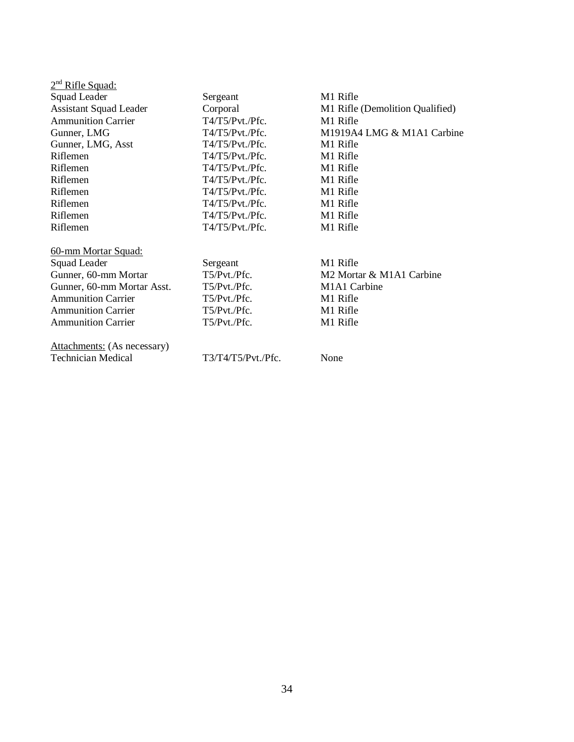2nd Rifle Squad:

| | | |
|---|---|---|
| Squad Leader | Sergeant | M1 Rifle |
| Assistant Squad Leader | Corporal | M1 Rifle (Demolition Qualified) |
| Ammunition Carrier | T4/T5/Pvt./Pfc. | M1 Rifle |
| Gunner, LMG | T4/T5/Pvt./Pfc. | M1919A4 LMG & M1A1 Carbine |
| Gunner, LMG, Asst | T4/T5/Pvt./Pfc. | M1 Rifle |
| Riflemen | T4/T5/Pvt./Pfc. | M1 Rifle |
| Riflemen | T4/T5/Pvt./Pfc. | M1 Rifle |
| Riflemen | T4/T5/Pvt./Pfc. | M1 Rifle |
| Riflemen | T4/T5/Pvt./Pfc. | M1 Rifle |
| Riflemen | T4/T5/Pvt./Pfc. | M1 Rifle |
| Riflemen | T4/T5/Pvt./Pfc. | M1 Rifle |
| Riflemen | T4/T5/Pvt./Pfc. | M1 Rifle |

60-mm Mortar Squad:

| | | |
|---|---|---|
| Squad Leader | Sergeant | M1 Rifle |
| Gunner, 60-mm Mortar | T5/Pvt./Pfc. | M2 Mortar & M1A1 Carbine |
| Gunner, 60-mm Mortar Asst. | T5/Pvt./Pfc. | M1A1 Carbine |
| Ammunition Carrier | T5/Pvt./Pfc. | M1 Rifle |
| Ammunition Carrier | T5/Pvt./Pfc. | M1 Rifle |
| Ammunition Carrier | T5/Pvt./Pfc. | M1 Rifle |

Attachments: (As necessary)

| | | |
|---|---|---|
| Technician Medical | T3/T4/T5/Pvt./Pfc. | None |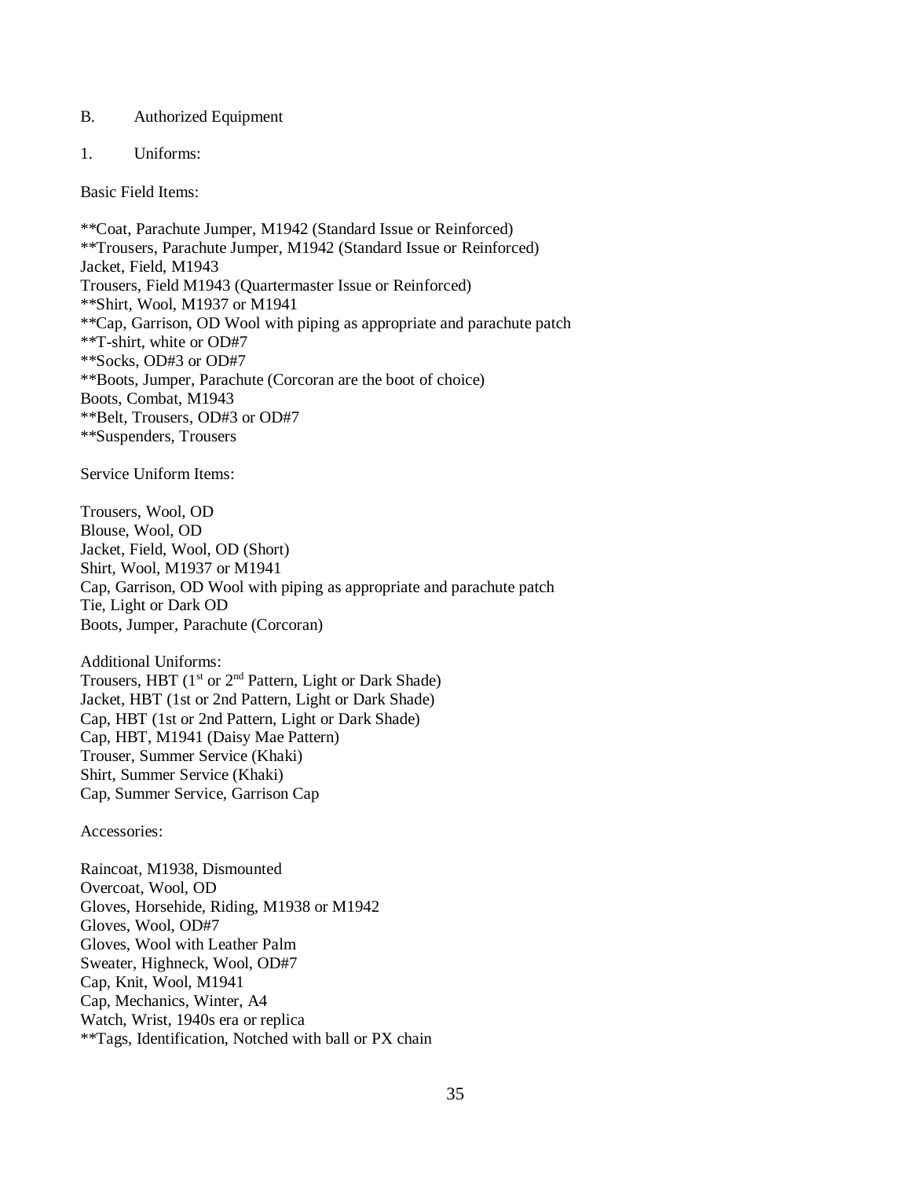B. Authorized Equipment

1. Uniforms:

Basic Field Items:

**Coat, Parachute Jumper, M1942 (Standard Issue or Reinforced)
**Trousers, Parachute Jumper, M1942 (Standard Issue or Reinforced)
Jacket, Field, M1943
Trousers, Field M1943 (Quartermaster Issue or Reinforced)
**Shirt, Wool, M1937 or M1941
**Cap, Garrison, OD Wool with piping as appropriate and parachute patch
**T-shirt, white or OD#7
**Socks, OD#3 or OD#7
**Boots, Jumper, Parachute (Corcoran are the boot of choice)
Boots, Combat, M1943
**Belt, Trousers, OD#3 or OD#7
**Suspenders, Trousers

Service Uniform Items:

Trousers, Wool, OD
Blouse, Wool, OD
Jacket, Field, Wool, OD (Short)
Shirt, Wool, M1937 or M1941
Cap, Garrison, OD Wool with piping as appropriate and parachute patch
Tie, Light or Dark OD
Boots, Jumper, Parachute (Corcoran)

Additional Uniforms:
Trousers, HBT (1st or 2nd Pattern, Light or Dark Shade)
Jacket, HBT (1st or 2nd Pattern, Light or Dark Shade)
Cap, HBT (1st or 2nd Pattern, Light or Dark Shade)
Cap, HBT, M1941 (Daisy Mae Pattern)
Trouser, Summer Service (Khaki)
Shirt, Summer Service (Khaki)
Cap, Summer Service, Garrison Cap

Accessories:

Raincoat, M1938, Dismounted
Overcoat, Wool, OD
Gloves, Horsehide, Riding, M1938 or M1942
Gloves, Wool, OD#7
Gloves, Wool with Leather Palm
Sweater, Highneck, Wool, OD#7
Cap, Knit, Wool, M1941
Cap, Mechanics, Winter, A4
Watch, Wrist, 1940s era or replica
**Tags, Identification, Notched with ball or PX chain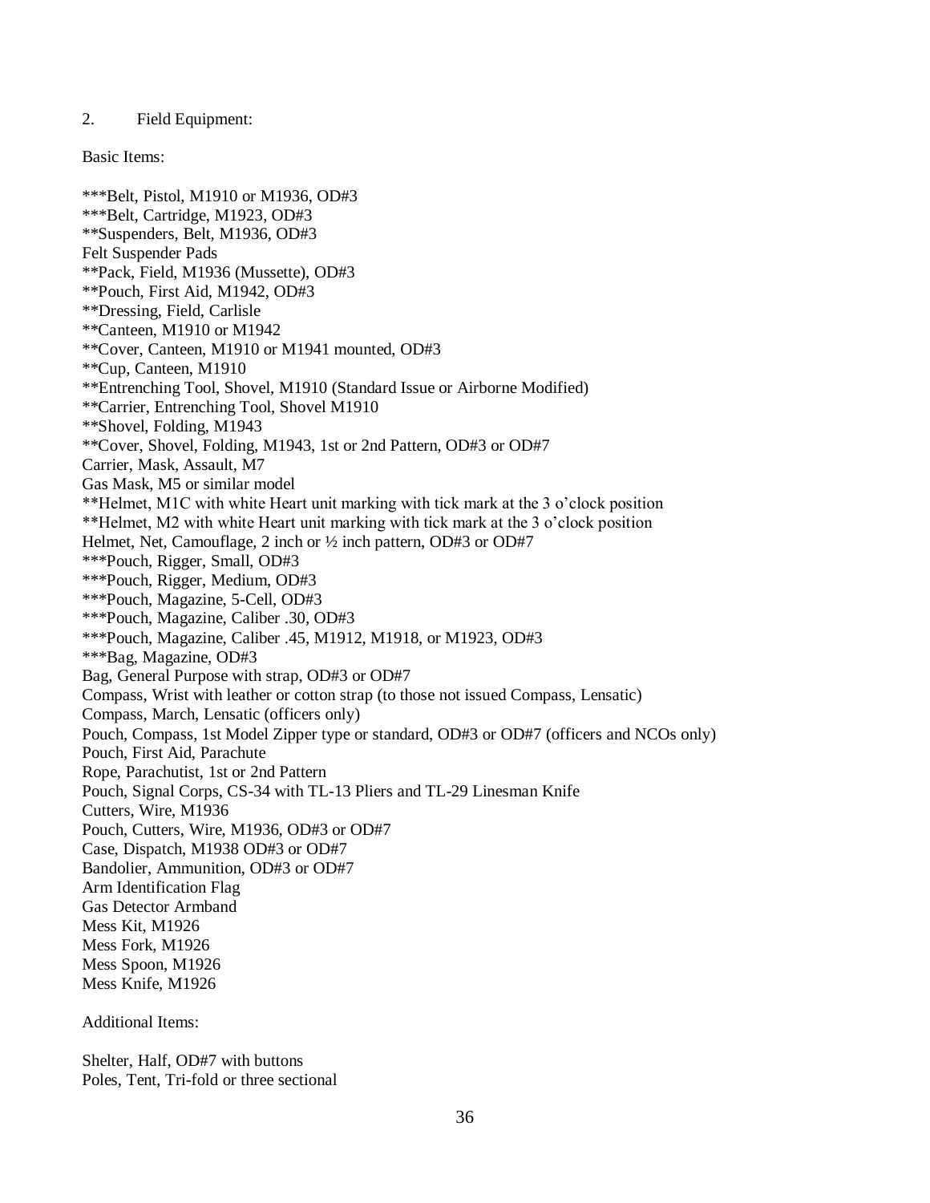2. Field Equipment:

Basic Items:

***Belt, Pistol, M1910 or M1936, OD#3
***Belt, Cartridge, M1923, OD#3
**Suspenders, Belt, M1936, OD#3
Felt Suspender Pads
**Pack, Field, M1936 (Mussette), OD#3
**Pouch, First Aid, M1942, OD#3
**Dressing, Field, Carlisle
**Canteen, M1910 or M1942
**Cover, Canteen, M1910 or M1941 mounted, OD#3
**Cup, Canteen, M1910
**Entrenching Tool, Shovel, M1910 (Standard Issue or Airborne Modified)
**Carrier, Entrenching Tool, Shovel M1910
**Shovel, Folding, M1943
**Cover, Shovel, Folding, M1943, 1st or 2nd Pattern, OD#3 or OD#7
Carrier, Mask, Assault, M7
Gas Mask, M5 or similar model
**Helmet, M1C with white Heart unit marking with tick mark at the 3 o'clock position
**Helmet, M2 with white Heart unit marking with tick mark at the 3 o'clock position
Helmet, Net, Camouflage, 2 inch or ½ inch pattern, OD#3 or OD#7
***Pouch, Rigger, Small, OD#3
***Pouch, Rigger, Medium, OD#3
***Pouch, Magazine, 5-Cell, OD#3
***Pouch, Magazine, Caliber .30, OD#3
***Pouch, Magazine, Caliber .45, M1912, M1918, or M1923, OD#3
***Bag, Magazine, OD#3
Bag, General Purpose with strap, OD#3 or OD#7
Compass, Wrist with leather or cotton strap (to those not issued Compass, Lensatic)
Compass, March, Lensatic (officers only)
Pouch, Compass, 1st Model Zipper type or standard, OD#3 or OD#7 (officers and NCOs only)
Pouch, First Aid, Parachute
Rope, Parachutist, 1st or 2nd Pattern
Pouch, Signal Corps, CS-34 with TL-13 Pliers and TL-29 Linesman Knife
Cutters, Wire, M1936
Pouch, Cutters, Wire, M1936, OD#3 or OD#7
Case, Dispatch, M1938 OD#3 or OD#7
Bandolier, Ammunition, OD#3 or OD#7
Arm Identification Flag
Gas Detector Armband
Mess Kit, M1926
Mess Fork, M1926
Mess Spoon, M1926
Mess Knife, M1926

Additional Items:

Shelter, Half, OD#7 with buttons
Poles, Tent, Tri-fold or three sectional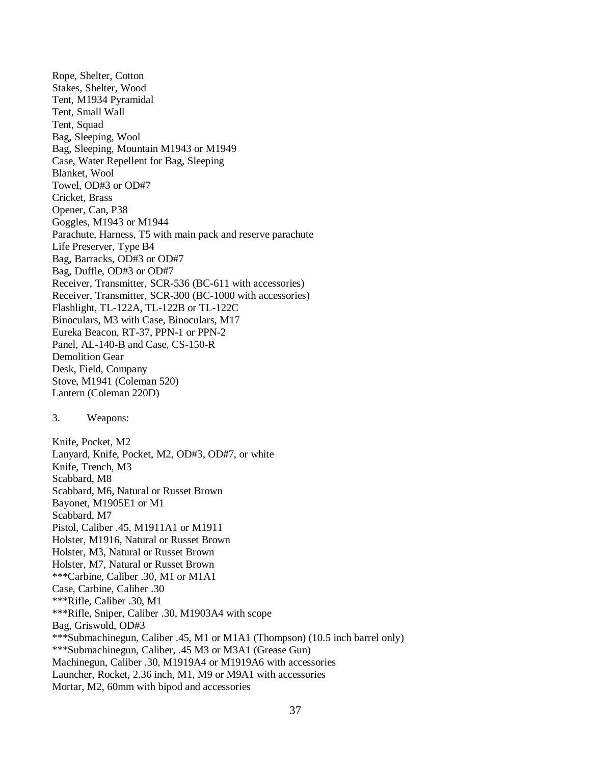Rope, Shelter, Cotton
Stakes, Shelter, Wood
Tent, M1934 Pyramidal
Tent, Small Wall
Tent, Squad
Bag, Sleeping, Wool
Bag, Sleeping, Mountain M1943 or M1949
Case, Water Repellent for Bag, Sleeping
Blanket, Wool
Towel, OD#3 or OD#7
Cricket, Brass
Opener, Can, P38
Goggles, M1943 or M1944
Parachute, Harness, T5 with main pack and reserve parachute
Life Preserver, Type B4
Bag, Barracks, OD#3 or OD#7
Bag, Duffle, OD#3 or OD#7
Receiver, Transmitter, SCR-536 (BC-611 with accessories)
Receiver, Transmitter, SCR-300 (BC-1000 with accessories)
Flashlight, TL-122A, TL-122B or TL-122C
Binoculars, M3 with Case, Binoculars, M17
Eureka Beacon, RT-37, PPN-1 or PPN-2
Panel, AL-140-B and Case, CS-150-R
Demolition Gear
Desk, Field, Company
Stove, M1941 (Coleman 520)
Lantern (Coleman 220D)

3. Weapons:

Knife, Pocket, M2
Lanyard, Knife, Pocket, M2, OD#3, OD#7, or white
Knife, Trench, M3
Scabbard, M8
Scabbard, M6, Natural or Russet Brown
Bayonet, M1905E1 or M1
Scabbard, M7
Pistol, Caliber .45, M1911A1 or M1911
Holster, M1916, Natural or Russet Brown
Holster, M3, Natural or Russet Brown
Holster, M7, Natural or Russet Brown
***Carbine, Caliber .30, M1 or M1A1
Case, Carbine, Caliber .30
***Rifle, Caliber .30, M1
***Rifle, Sniper, Caliber .30, M1903A4 with scope
Bag, Griswold, OD#3
***Submachinegun, Caliber .45, M1 or M1A1 (Thompson) (10.5 inch barrel only)
***Submachinegun, Caliber, .45 M3 or M3A1 (Grease Gun)
Machinegun, Caliber .30, M1919A4 or M1919A6 with accessories
Launcher, Rocket, 2.36 inch, M1, M9 or M9A1 with accessories
Mortar, M2, 60mm with bipod and accessories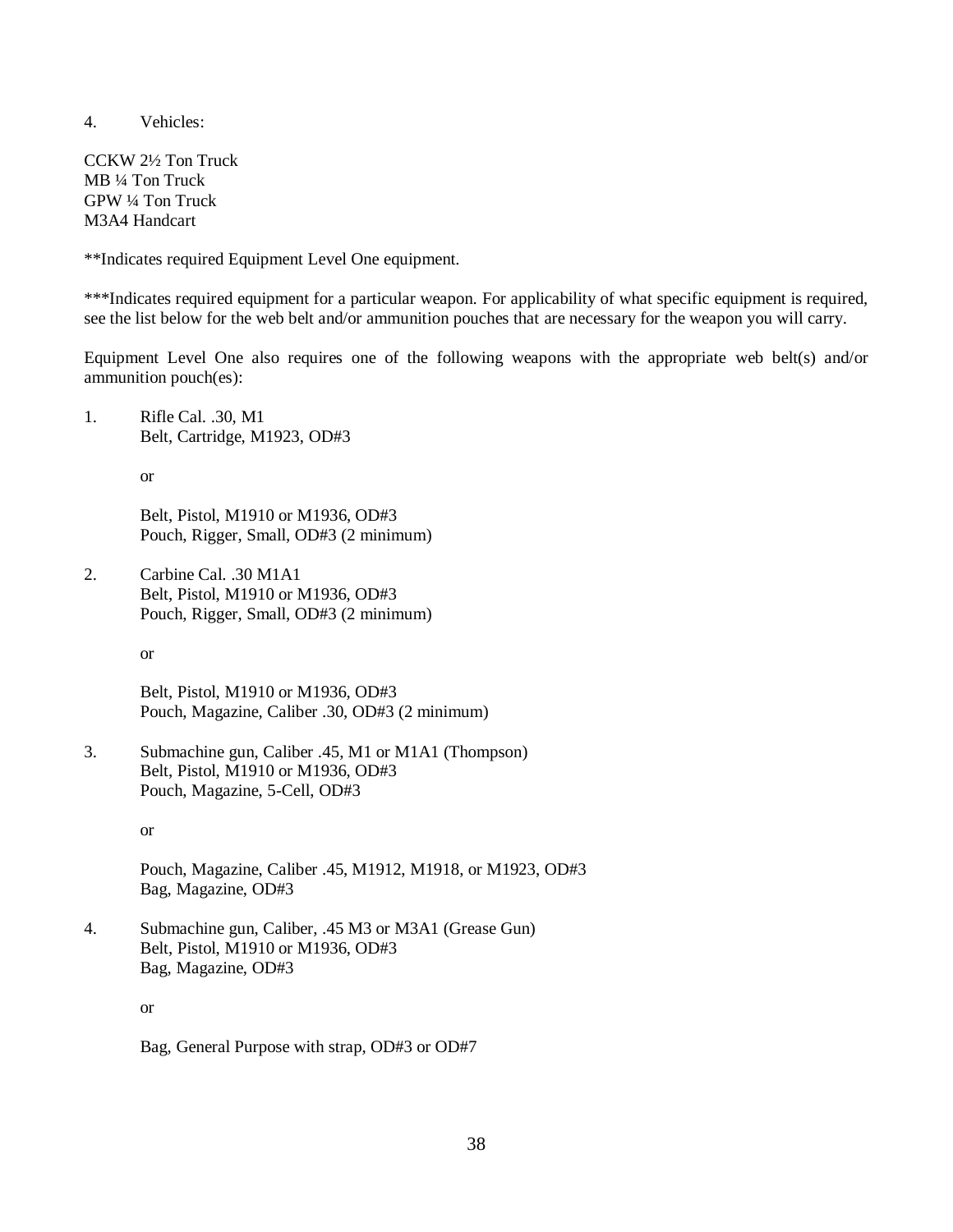4. Vehicles:

CCKW 2½ Ton Truck
MB ¼ Ton Truck
GPW ¼ Ton Truck
M3A4 Handcart

**Indicates required Equipment Level One equipment.

***Indicates required equipment for a particular weapon. For applicability of what specific equipment is required, see the list below for the web belt and/or ammunition pouches that are necessary for the weapon you will carry.

Equipment Level One also requires one of the following weapons with the appropriate web belt(s) and/or ammunition pouch(es):

1. Rifle Cal. .30, M1
   Belt, Cartridge, M1923, OD#3

   or

   Belt, Pistol, M1910 or M1936, OD#3
   Pouch, Rigger, Small, OD#3 (2 minimum)

2. Carbine Cal. .30 M1A1
   Belt, Pistol, M1910 or M1936, OD#3
   Pouch, Rigger, Small, OD#3 (2 minimum)

   or

   Belt, Pistol, M1910 or M1936, OD#3
   Pouch, Magazine, Caliber .30, OD#3 (2 minimum)

3. Submachine gun, Caliber .45, M1 or M1A1 (Thompson)
   Belt, Pistol, M1910 or M1936, OD#3
   Pouch, Magazine, 5-Cell, OD#3

   or

   Pouch, Magazine, Caliber .45, M1912, M1918, or M1923, OD#3
   Bag, Magazine, OD#3

4. Submachine gun, Caliber, .45 M3 or M3A1 (Grease Gun)
   Belt, Pistol, M1910 or M1936, OD#3
   Bag, Magazine, OD#3

   or

   Bag, General Purpose with strap, OD#3 or OD#7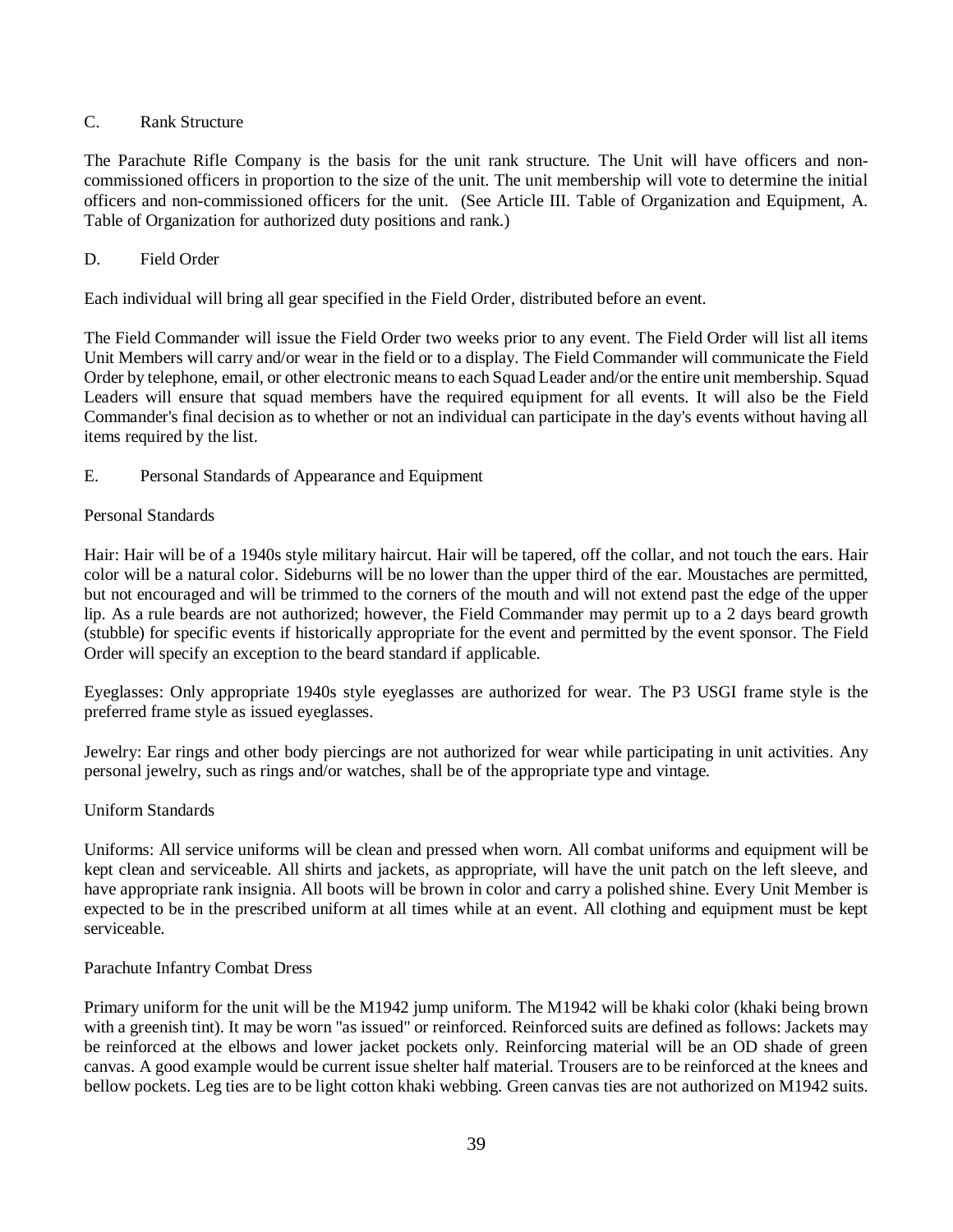### C. Rank Structure

The Parachute Rifle Company is the basis for the unit rank structure. The Unit will have officers and non-commissioned officers in proportion to the size of the unit. The unit membership will vote to determine the initial officers and non-commissioned officers for the unit. (See Article III. Table of Organization and Equipment, A. Table of Organization for authorized duty positions and rank.)

### D. Field Order

Each individual will bring all gear specified in the Field Order, distributed before an event.

The Field Commander will issue the Field Order two weeks prior to any event. The Field Order will list all items Unit Members will carry and/or wear in the field or to a display. The Field Commander will communicate the Field Order by telephone, email, or other electronic means to each Squad Leader and/or the entire unit membership. Squad Leaders will ensure that squad members have the required equipment for all events. It will also be the Field Commander's final decision as to whether or not an individual can participate in the day's events without having all items required by the list.

### E. Personal Standards of Appearance and Equipment

Personal Standards

Hair: Hair will be of a 1940s style military haircut. Hair will be tapered, off the collar, and not touch the ears. Hair color will be a natural color. Sideburns will be no lower than the upper third of the ear. Moustaches are permitted, but not encouraged and will be trimmed to the corners of the mouth and will not extend past the edge of the upper lip. As a rule beards are not authorized; however, the Field Commander may permit up to a 2 days beard growth (stubble) for specific events if historically appropriate for the event and permitted by the event sponsor. The Field Order will specify an exception to the beard standard if applicable.

Eyeglasses: Only appropriate 1940s style eyeglasses are authorized for wear. The P3 USGI frame style is the preferred frame style as issued eyeglasses.

Jewelry: Ear rings and other body piercings are not authorized for wear while participating in unit activities. Any personal jewelry, such as rings and/or watches, shall be of the appropriate type and vintage.

Uniform Standards

Uniforms: All service uniforms will be clean and pressed when worn. All combat uniforms and equipment will be kept clean and serviceable. All shirts and jackets, as appropriate, will have the unit patch on the left sleeve, and have appropriate rank insignia. All boots will be brown in color and carry a polished shine. Every Unit Member is expected to be in the prescribed uniform at all times while at an event. All clothing and equipment must be kept serviceable.

Parachute Infantry Combat Dress

Primary uniform for the unit will be the M1942 jump uniform. The M1942 will be khaki color (khaki being brown with a greenish tint). It may be worn "as issued" or reinforced. Reinforced suits are defined as follows: Jackets may be reinforced at the elbows and lower jacket pockets only. Reinforcing material will be an OD shade of green canvas. A good example would be current issue shelter half material. Trousers are to be reinforced at the knees and bellow pockets. Leg ties are to be light cotton khaki webbing. Green canvas ties are not authorized on M1942 suits.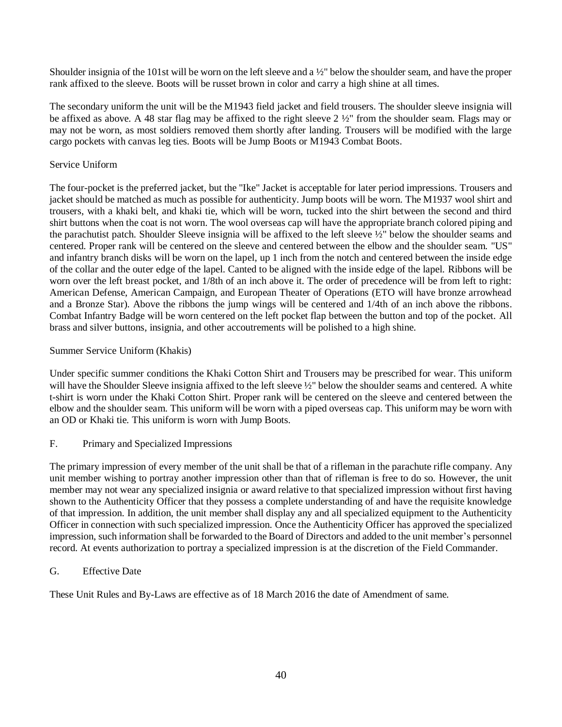Shoulder insignia of the 101st will be worn on the left sleeve and a ½" below the shoulder seam, and have the proper rank affixed to the sleeve. Boots will be russet brown in color and carry a high shine at all times.

The secondary uniform the unit will be the M1943 field jacket and field trousers. The shoulder sleeve insignia will be affixed as above. A 48 star flag may be affixed to the right sleeve 2 ½" from the shoulder seam. Flags may or may not be worn, as most soldiers removed them shortly after landing. Trousers will be modified with the large cargo pockets with canvas leg ties. Boots will be Jump Boots or M1943 Combat Boots.

Service Uniform

The four-pocket is the preferred jacket, but the "Ike" Jacket is acceptable for later period impressions. Trousers and jacket should be matched as much as possible for authenticity. Jump boots will be worn. The M1937 wool shirt and trousers, with a khaki belt, and khaki tie, which will be worn, tucked into the shirt between the second and third shirt buttons when the coat is not worn. The wool overseas cap will have the appropriate branch colored piping and the parachutist patch. Shoulder Sleeve insignia will be affixed to the left sleeve ½" below the shoulder seams and centered. Proper rank will be centered on the sleeve and centered between the elbow and the shoulder seam. "US" and infantry branch disks will be worn on the lapel, up 1 inch from the notch and centered between the inside edge of the collar and the outer edge of the lapel. Canted to be aligned with the inside edge of the lapel. Ribbons will be worn over the left breast pocket, and 1/8th of an inch above it. The order of precedence will be from left to right: American Defense, American Campaign, and European Theater of Operations (ETO will have bronze arrowhead and a Bronze Star). Above the ribbons the jump wings will be centered and 1/4th of an inch above the ribbons. Combat Infantry Badge will be worn centered on the left pocket flap between the button and top of the pocket. All brass and silver buttons, insignia, and other accoutrements will be polished to a high shine.

Summer Service Uniform (Khakis)

Under specific summer conditions the Khaki Cotton Shirt and Trousers may be prescribed for wear. This uniform will have the Shoulder Sleeve insignia affixed to the left sleeve ½" below the shoulder seams and centered. A white t-shirt is worn under the Khaki Cotton Shirt. Proper rank will be centered on the sleeve and centered between the elbow and the shoulder seam. This uniform will be worn with a piped overseas cap. This uniform may be worn with an OD or Khaki tie. This uniform is worn with Jump Boots.

F. Primary and Specialized Impressions

The primary impression of every member of the unit shall be that of a rifleman in the parachute rifle company. Any unit member wishing to portray another impression other than that of rifleman is free to do so. However, the unit member may not wear any specialized insignia or award relative to that specialized impression without first having shown to the Authenticity Officer that they possess a complete understanding of and have the requisite knowledge of that impression. In addition, the unit member shall display any and all specialized equipment to the Authenticity Officer in connection with such specialized impression. Once the Authenticity Officer has approved the specialized impression, such information shall be forwarded to the Board of Directors and added to the unit member's personnel record. At events authorization to portray a specialized impression is at the discretion of the Field Commander.

G. Effective Date

These Unit Rules and By-Laws are effective as of 18 March 2016 the date of Amendment of same.